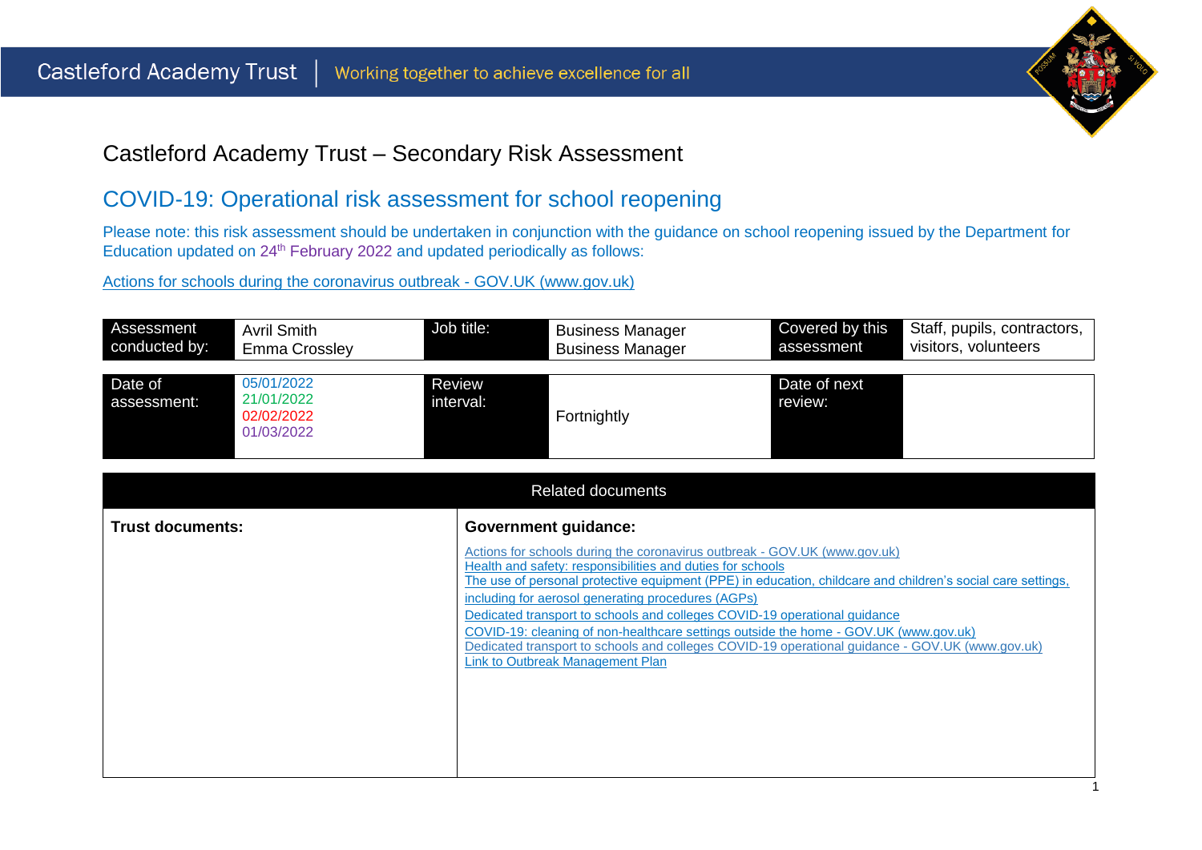Castleford Academy Trust | Working together to achieve excellence for all

# Castleford Academy Trust – Secondary Risk Assessment

## COVID-19: Operational risk assessment for school reopening

Please note: this risk assessment should be undertaken in conjunction with the guidance on school reopening issued by the Department for Education updated on 24th February 2022 and updated periodically as follows:

[Actions for schools during the coronavirus outbreak - GOV.UK (www.gov.uk)]

| Assessment conducted by: | Avril Smith<br>Emma Crossley | Job title: | Business Manager<br>Business Manager | Covered by this assessment | Staff, pupils, contractors, visitors, volunteers |
|---|---|---|---|---|---|
| Date of assessment: | 05/01/2022<br>21/01/2022<br>02/02/2022<br>01/03/2022 | Review interval: | Fortnightly | Date of next review: | |

| Related documents | |
|---|---|
| **Trust documents:** | **Government guidance:**<br>Actions for schools during the coronavirus outbreak - GOV.UK (www.gov.uk)<br>Health and safety: responsibilities and duties for schools<br>The use of personal protective equipment (PPE) in education, childcare and children's social care settings, including for aerosol generating procedures (AGPs)<br>Dedicated transport to schools and colleges COVID-19 operational guidance<br>COVID-19: cleaning of non-healthcare settings outside the home - GOV.UK (www.gov.uk)<br>Dedicated transport to schools and colleges COVID-19 operational guidance - GOV.UK (www.gov.uk)<br>Link to Outbreak Management Plan |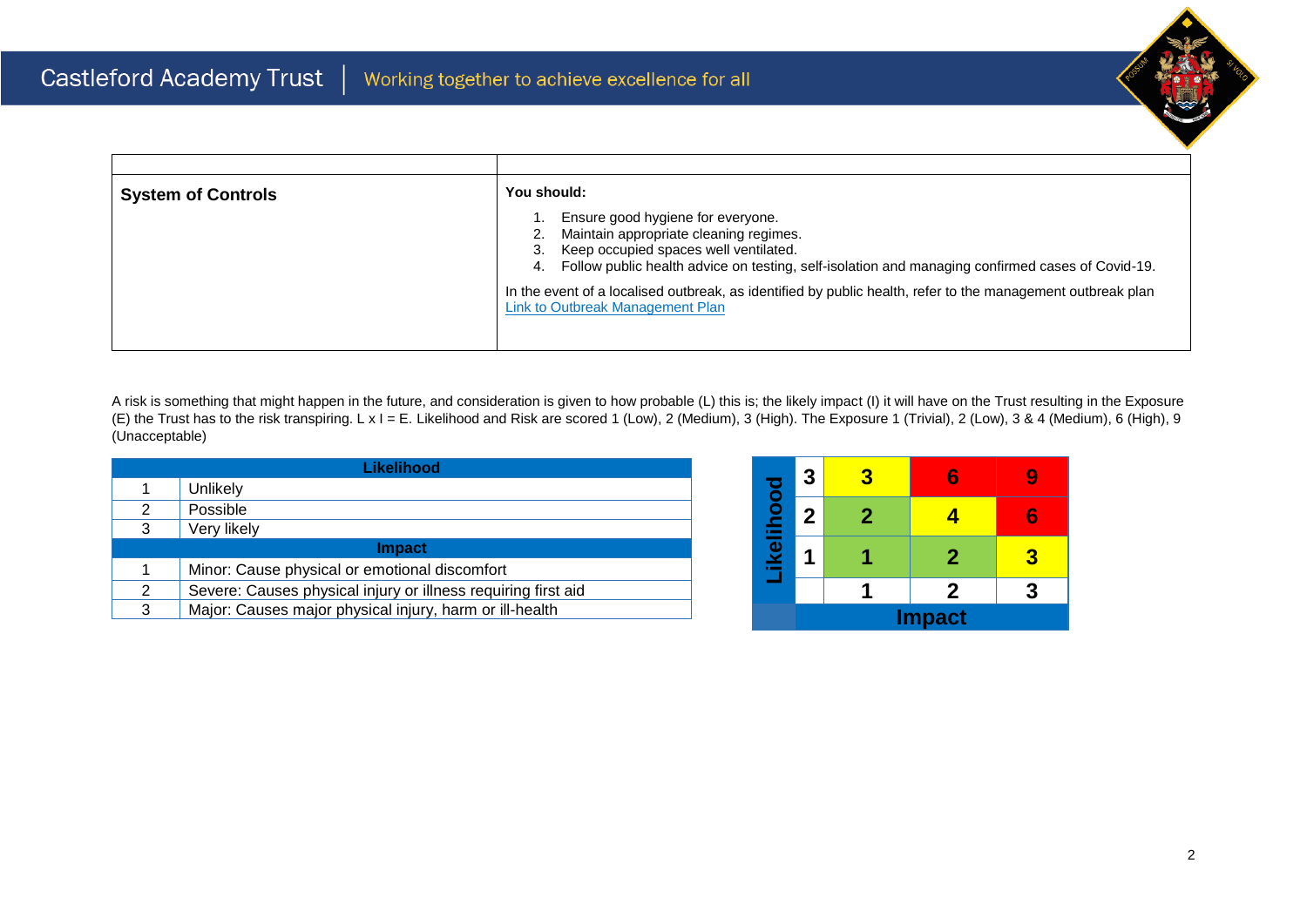| | |
|---|---|
| **System of Controls** | **You should:**<br>1. Ensure good hygiene for everyone.<br>2. Maintain appropriate cleaning regimes.<br>3. Keep occupied spaces well ventilated.<br>4. Follow public health advice on testing, self-isolation and managing confirmed cases of Covid-19.<br><br>In the event of a localised outbreak, as identified by public health, refer to the management outbreak plan [Link to Outbreak Management Plan] |

A risk is something that might happen in the future, and consideration is given to how probable (L) this is; the likely impact (I) it will have on the Trust resulting in the Exposure (E) the Trust has to the risk transpiring. L x I = E. Likelihood and Risk are scored 1 (Low), 2 (Medium), 3 (High). The Exposure 1 (Trivial), 2 (Low), 3 & 4 (Medium), 6 (High), 9 (Unacceptable)

| **Likelihood** | |
|---|---|
| 1 | Unlikely |
| 2 | Possible |
| 3 | Very likely |
| **Impact** | |
| 1 | Minor: Cause physical or emotional discomfort |
| 2 | Severe: Causes physical injury or illness requiring first aid |
| 3 | Major: Causes major physical injury, harm or ill-health |

| Likelihood | | | | |
|---|---|---|---|---|
| | 3 | 3 | 6 | 9 |
| | 2 | 2 | 4 | 6 |
| | 1 | 1 | 2 | 3 |
| | | 1 | 2 | 3 |
| | **Impact** | | | |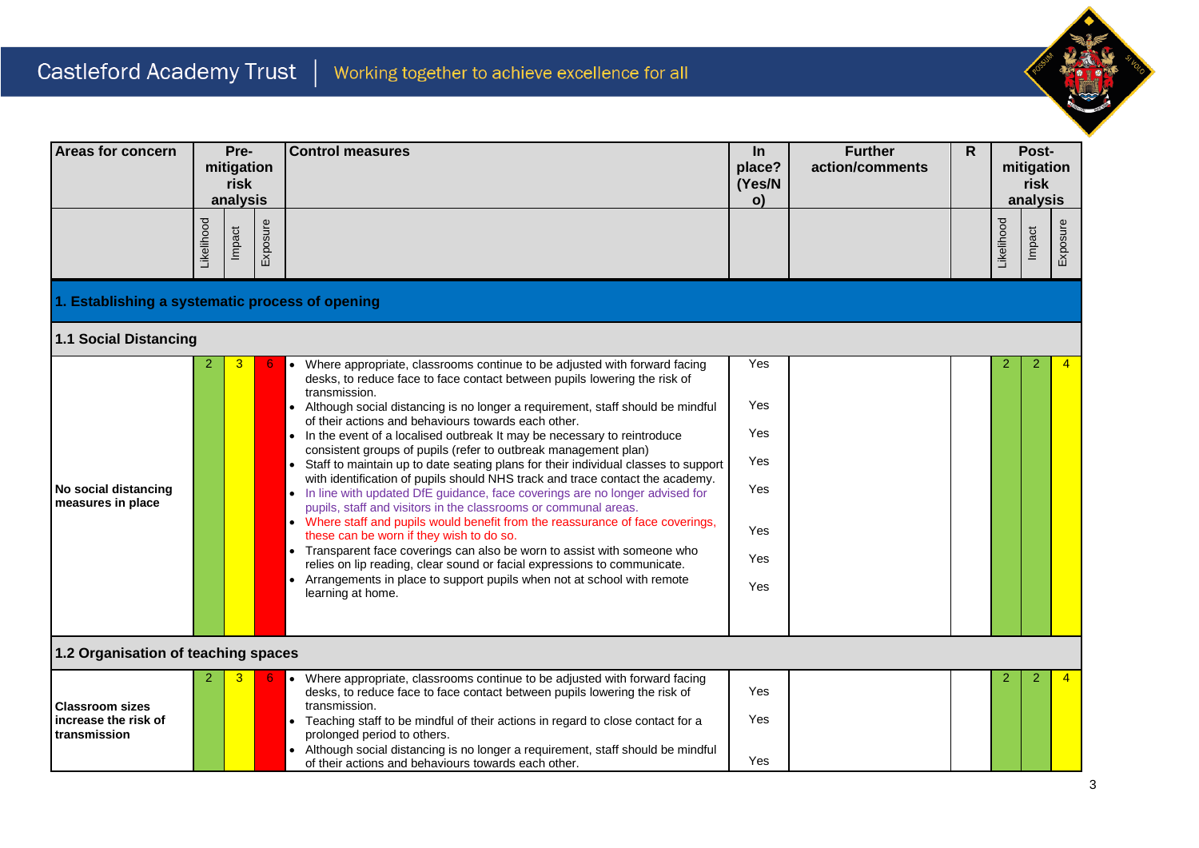| Areas for concern | Pre-mitigation risk analysis | | | Control measures | In place? (Yes/No) | Further action/comments | R | Post-mitigation risk analysis | | |
|---|---|---|---|---|---|---|---|---|---|---|
| | Likelihood | Impact | Exposure | | | | | Likelihood | Impact | Exposure |
| **1. Establishing a systematic process of opening** | | | | | | | | | | |
| **1.1 Social Distancing** | | | | | | | | | | |
| **No social distancing measures in place** | 2 | 3 | 6 | • Where appropriate, classrooms continue to be adjusted with forward facing desks, to reduce face to face contact between pupils lowering the risk of transmission.<br>• Although social distancing is no longer a requirement, staff should be mindful of their actions and behaviours towards each other.<br>• In the event of a localised outbreak It may be necessary to reintroduce consistent groups of pupils (refer to outbreak management plan)<br>• Staff to maintain up to date seating plans for their individual classes to support with identification of pupils should NHS track and trace contact the academy.<br>• In line with updated DfE guidance, face coverings are no longer advised for pupils, staff and visitors in the classrooms or communal areas.<br>• Where staff and pupils would benefit from the reassurance of face coverings, these can be worn if they wish to do so.<br>• Transparent face coverings can also be worn to assist with someone who relies on lip reading, clear sound or facial expressions to communicate.<br>• Arrangements in place to support pupils when not at school with remote learning at home. | Yes<br>Yes<br>Yes<br>Yes<br>Yes<br>Yes<br>Yes<br>Yes | | | 2 | 2 | 4 |
| **1.2 Organisation of teaching spaces** | | | | | | | | | | |
| **Classroom sizes increase the risk of transmission** | 2 | 3 | 6 | • Where appropriate, classrooms continue to be adjusted with forward facing desks, to reduce face to face contact between pupils lowering the risk of transmission.<br>• Teaching staff to be mindful of their actions in regard to close contact for a prolonged period to others.<br>• Although social distancing is no longer a requirement, staff should be mindful of their actions and behaviours towards each other. | Yes<br>Yes<br>Yes | | | 2 | 2 | 4 |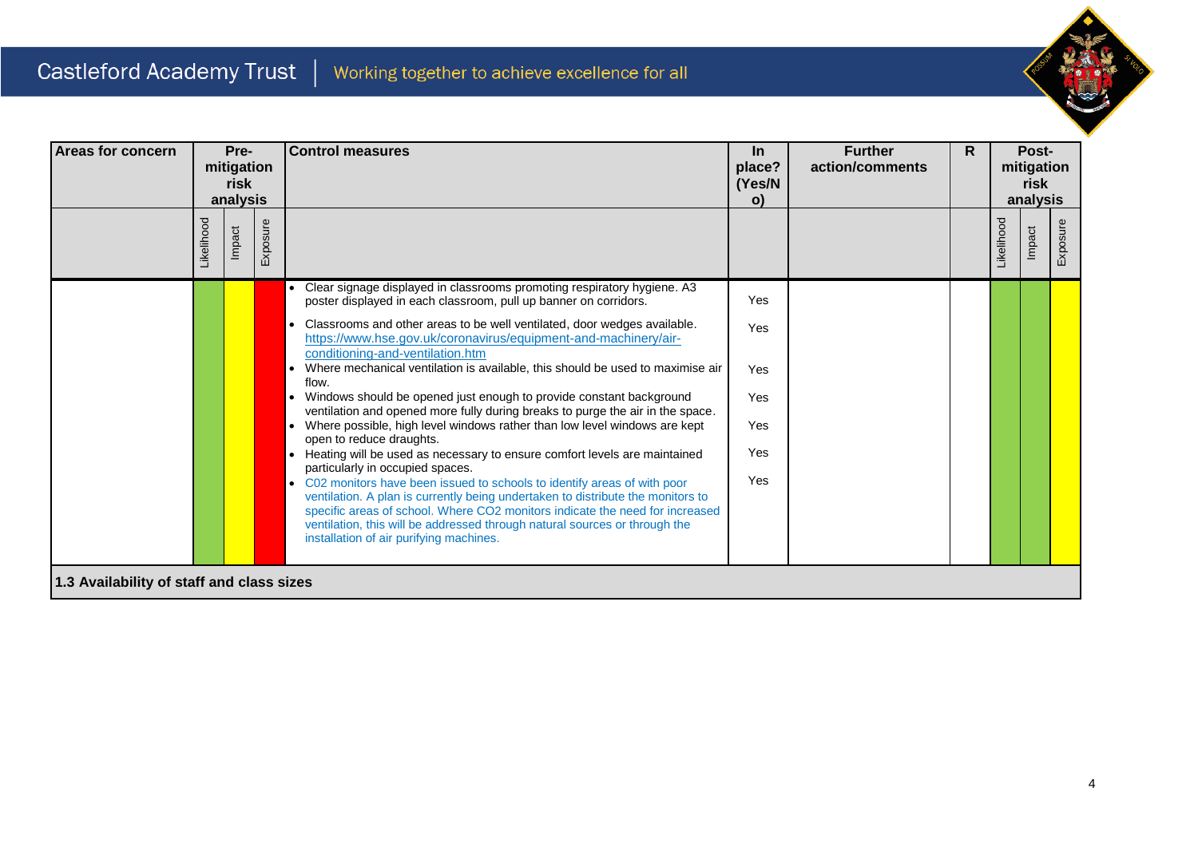| Areas for concern | Pre-mitigation risk analysis | | | Control measures | In place? (Yes/No) | Further action/comments | R | Post-mitigation risk analysis | | |
|---|---|---|---|---|---|---|---|---|---|---|
| | Likelihood | Impact | Exposure | | | | | Likelihood | Impact | Exposure |
| | | | | • Clear signage displayed in classrooms promoting respiratory hygiene. A3 poster displayed in each classroom, pull up banner on corridors.<br>• Classrooms and other areas to be well ventilated, door wedges available. https://www.hse.gov.uk/coronavirus/equipment-and-machinery/air-conditioning-and-ventilation.htm<br>• Where mechanical ventilation is available, this should be used to maximise air flow.<br>• Windows should be opened just enough to provide constant background ventilation and opened more fully during breaks to purge the air in the space.<br>• Where possible, high level windows rather than low level windows are kept open to reduce draughts.<br>• Heating will be used as necessary to ensure comfort levels are maintained particularly in occupied spaces.<br>• C02 monitors have been issued to schools to identify areas of with poor ventilation. A plan is currently being undertaken to distribute the monitors to specific areas of school. Where CO2 monitors indicate the need for increased ventilation, this will be addressed through natural sources or through the installation of air purifying machines. | Yes<br>Yes<br>Yes<br>Yes<br>Yes<br>Yes<br>Yes | | | | | |
| **1.3 Availability of staff and class sizes** | | | | | | | | | | |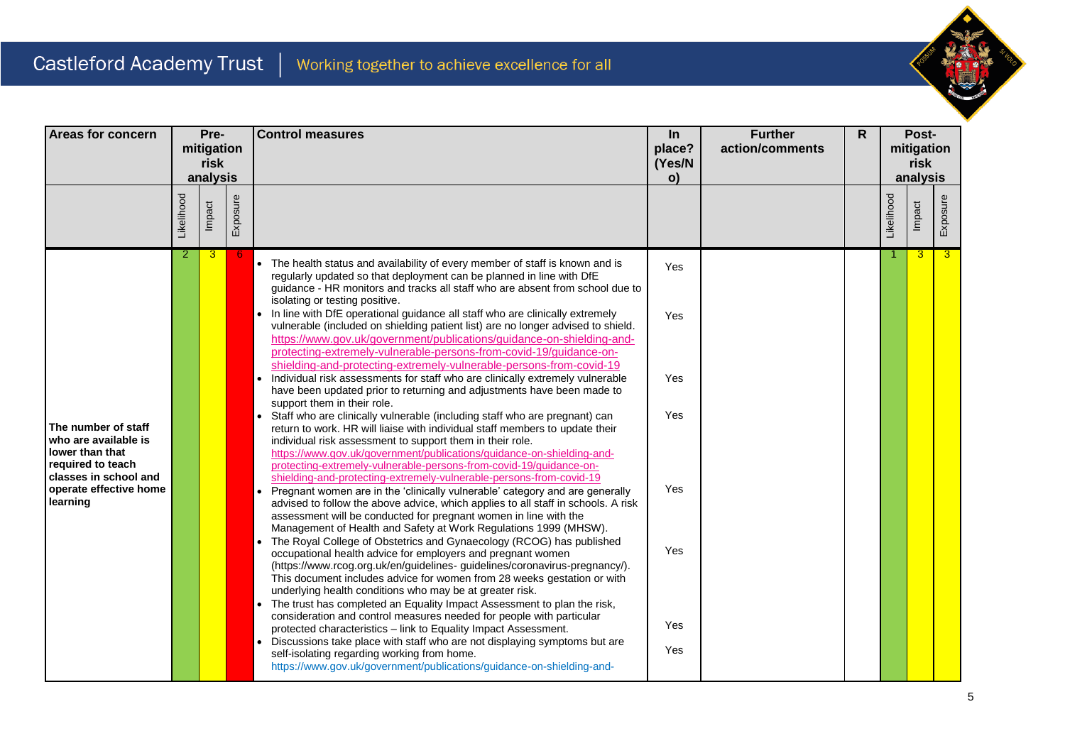| Areas for concern | Pre-mitigation risk analysis | | | Control measures | In place? (Yes/No) | Further action/comments | R | Post-mitigation risk analysis | | |
|---|---|---|---|---|---|---|---|---|---|---|
| | Likelihood | Impact | Exposure | | | | | Likelihood | Impact | Exposure |
| **The number of staff who are available is lower than that required to teach classes in school and operate effective home learning** | 2 | 3 | 6 | • The health status and availability of every member of staff is known and is regularly updated so that deployment can be planned in line with DfE guidance - HR monitors and tracks all staff who are absent from school due to isolating or testing positive.<br>• In line with DfE operational guidance all staff who are clinically extremely vulnerable (included on shielding patient list) are no longer advised to shield. https://www.gov.uk/government/publications/guidance-on-shielding-and-protecting-extremely-vulnerable-persons-from-covid-19/guidance-on-shielding-and-protecting-extremely-vulnerable-persons-from-covid-19<br>• Individual risk assessments for staff who are clinically extremely vulnerable have been updated prior to returning and adjustments have been made to support them in their role.<br>• Staff who are clinically vulnerable (including staff who are pregnant) can return to work. HR will liaise with individual staff members to update their individual risk assessment to support them in their role. https://www.gov.uk/government/publications/guidance-on-shielding-and-protecting-extremely-vulnerable-persons-from-covid-19/guidance-on-shielding-and-protecting-extremely-vulnerable-persons-from-covid-19<br>• Pregnant women are in the 'clinically vulnerable' category and are generally advised to follow the above advice, which applies to all staff in schools. A risk assessment will be conducted for pregnant women in line with the Management of Health and Safety at Work Regulations 1999 (MHSW).<br>• The Royal College of Obstetrics and Gynaecology (RCOG) has published occupational health advice for employers and pregnant women (https://www.rcog.org.uk/en/guidelines- guidelines/coronavirus-pregnancy/). This document includes advice for women from 28 weeks gestation or with underlying health conditions who may be at greater risk.<br>• The trust has completed an Equality Impact Assessment to plan the risk, consideration and control measures needed for people with particular protected characteristics – link to Equality Impact Assessment.<br>• Discussions take place with staff who are not displaying symptoms but are self-isolating regarding working from home. https://www.gov.uk/government/publications/guidance-on-shielding-and- | Yes<br><br>Yes<br><br>Yes<br><br>Yes<br><br>Yes<br><br>Yes<br><br>Yes<br><br>Yes | | | 1 | 3 | 3 |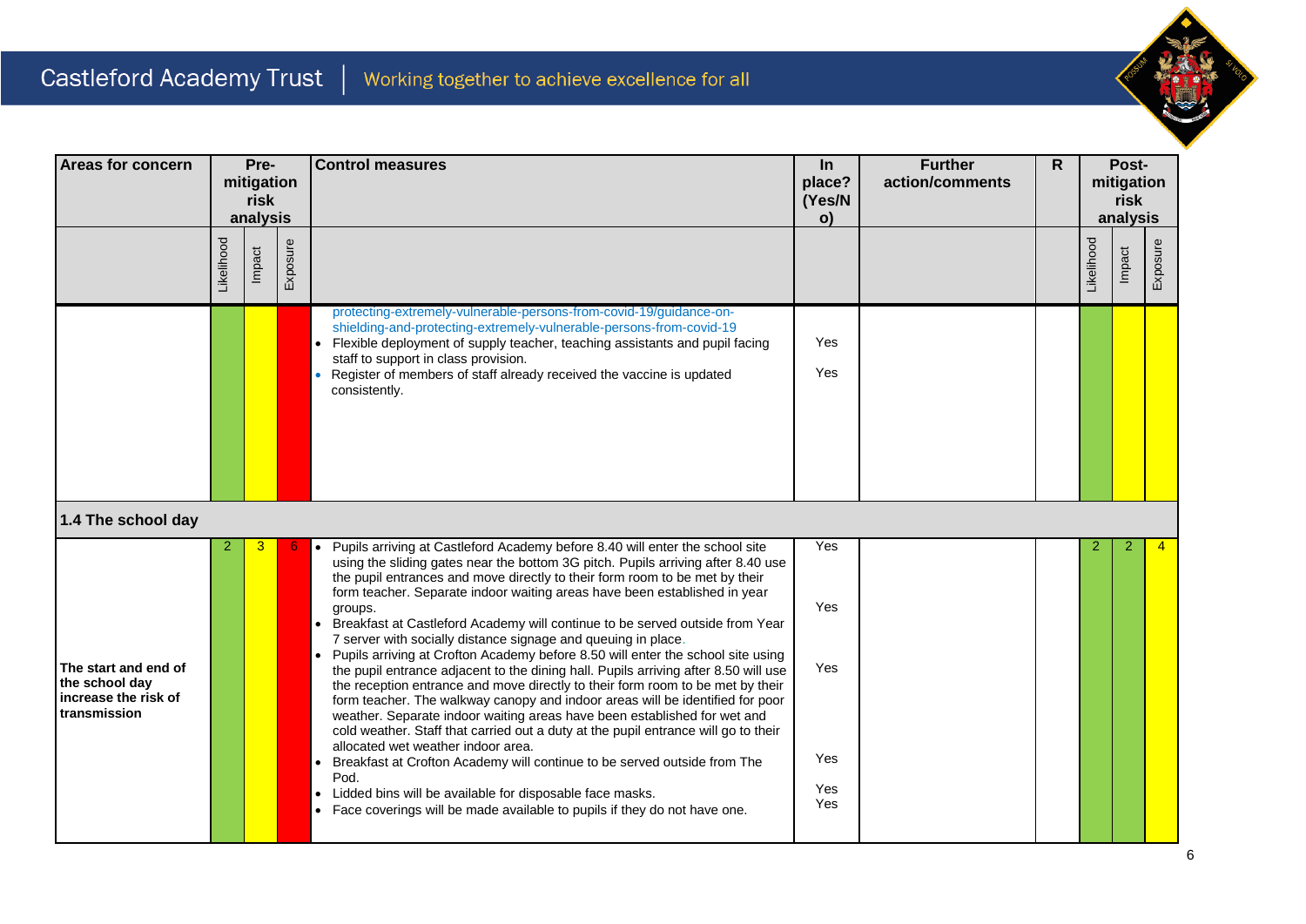| Areas for concern | Pre-mitigation risk analysis | | | Control measures | In place? (Yes/No) | Further action/comments | R | Post-mitigation risk analysis | | |
|---|---|---|---|---|---|---|---|---|---|---|
| | Likelihood | Impact | Exposure | | | | | Likelihood | Impact | Exposure |
| | | | | protecting-extremely-vulnerable-persons-from-covid-19/guidance-on-shielding-and-protecting-extremely-vulnerable-persons-from-covid-19<br>• Flexible deployment of supply teacher, teaching assistants and pupil facing staff to support in class provision.<br>• Register of members of staff already received the vaccine is updated consistently. | Yes<br>Yes | | | | | |
| **1.4 The school day** | | | | | | | | | | |
| **The start and end of the school day increase the risk of transmission** | 2 | 3 | 6 | • Pupils arriving at Castleford Academy before 8.40 will enter the school site using the sliding gates near the bottom 3G pitch. Pupils arriving after 8.40 use the pupil entrances and move directly to their form room to be met by their form teacher. Separate indoor waiting areas have been established in year groups.<br>• Breakfast at Castleford Academy will continue to be served outside from Year 7 server with socially distance signage and queuing in place.<br>• Pupils arriving at Crofton Academy before 8.50 will enter the school site using the pupil entrance adjacent to the dining hall. Pupils arriving after 8.50 will use the reception entrance and move directly to their form room to be met by their form teacher. The walkway canopy and indoor areas will be identified for poor weather. Separate indoor waiting areas have been established for wet and cold weather. Staff that carried out a duty at the pupil entrance will go to their allocated wet weather indoor area.<br>• Breakfast at Crofton Academy will continue to be served outside from The Pod.<br>• Lidded bins will be available for disposable face masks.<br>• Face coverings will be made available to pupils if they do not have one. | Yes<br>Yes<br>Yes<br>Yes<br>Yes<br>Yes | | | 2 | 2 | 4 |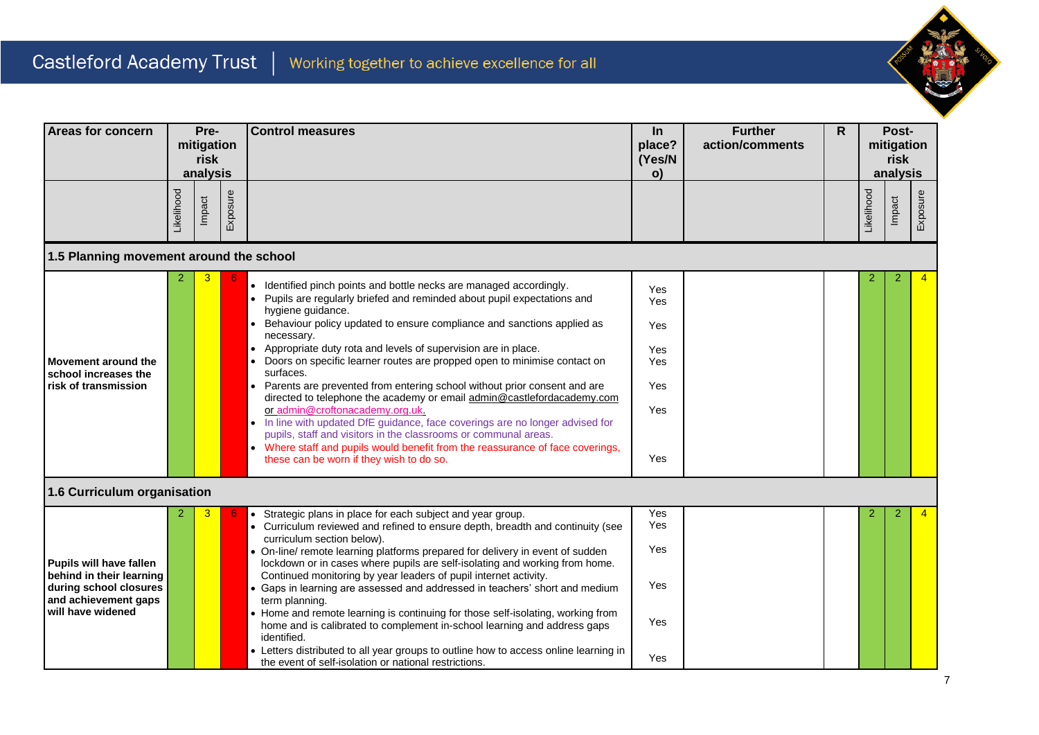| Areas for concern | Pre-mitigation risk analysis | | | Control measures | In place? (Yes/No) | Further action/comments | R | Post-mitigation risk analysis | | |
|---|---|---|---|---|---|---|---|---|---|---|
| | Likelihood | Impact | Exposure | | | | | Likelihood | Impact | Exposure |
| **1.5 Planning movement around the school** | | | | | | | | | | |
| **Movement around the school increases the risk of transmission** | 2 | 3 | 6 | • Identified pinch points and bottle necks are managed accordingly.<br>• Pupils are regularly briefed and reminded about pupil expectations and hygiene guidance.<br>• Behaviour policy updated to ensure compliance and sanctions applied as necessary.<br>• Appropriate duty rota and levels of supervision are in place.<br>• Doors on specific learner routes are propped open to minimise contact on surfaces.<br>• Parents are prevented from entering school without prior consent and are directed to telephone the academy or email admin@castlefordacademy.com or admin@croftonacademy.org.uk.<br>• In line with updated DfE guidance, face coverings are no longer advised for pupils, staff and visitors in the classrooms or communal areas.<br>• Where staff and pupils would benefit from the reassurance of face coverings, these can be worn if they wish to do so. | Yes<br>Yes<br>Yes<br>Yes<br>Yes<br>Yes<br>Yes<br>Yes | | | 2 | 2 | 4 |
| **1.6 Curriculum organisation** | | | | | | | | | | |
| **Pupils will have fallen behind in their learning during school closures and achievement gaps will have widened** | 2 | 3 | 6 | • Strategic plans in place for each subject and year group.<br>• Curriculum reviewed and refined to ensure depth, breadth and continuity (see curriculum section below).<br>• On-line/ remote learning platforms prepared for delivery in event of sudden lockdown or in cases where pupils are self-isolating and working from home. Continued monitoring by year leaders of pupil internet activity.<br>• Gaps in learning are assessed and addressed in teachers' short and medium term planning.<br>• Home and remote learning is continuing for those self-isolating, working from home and is calibrated to complement in-school learning and address gaps identified.<br>• Letters distributed to all year groups to outline how to access online learning in the event of self-isolation or national restrictions. | Yes<br>Yes<br>Yes<br>Yes<br>Yes<br>Yes | | | 2 | 2 | 4 |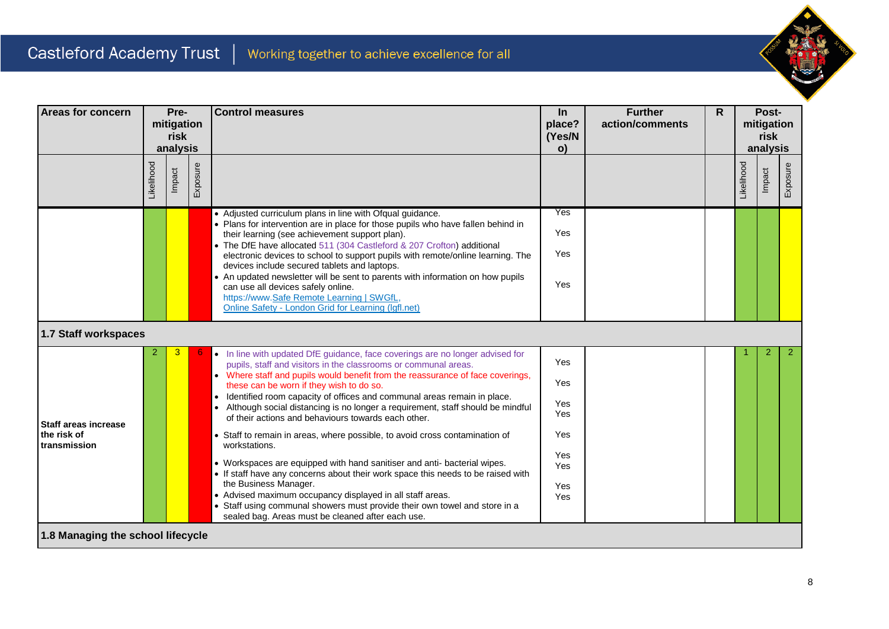| Areas for concern | Pre-mitigation risk analysis | | | Control measures | In place? (Yes/No) | Further action/comments | R | Post-mitigation risk analysis | | |
|---|---|---|---|---|---|---|---|---|---|---|
| | Likelihood | Impact | Exposure | | | | | Likelihood | Impact | Exposure |
| | | | | • Adjusted curriculum plans in line with Ofqual guidance.<br>• Plans for intervention are in place for those pupils who have fallen behind in their learning (see achievement support plan).<br>• The DfE have allocated 511 (304 Castleford & 207 Crofton) additional electronic devices to school to support pupils with remote/online learning. The devices include secured tablets and laptops.<br>• An updated newsletter will be sent to parents with information on how pupils can use all devices safely online. https://www.Safe Remote Learning \| SWGfL, Online Safety - London Grid for Learning (lgfl.net) | Yes<br>Yes<br>Yes<br>Yes | | | | | |
| **1.7 Staff workspaces** | | | | | | | | | | |
| **Staff areas increase the risk of transmission** | 2 | 3 | 6 | • In line with updated DfE guidance, face coverings are no longer advised for pupils, staff and visitors in the classrooms or communal areas.<br>• Where staff and pupils would benefit from the reassurance of face coverings, these can be worn if they wish to do so.<br>• Identified room capacity of offices and communal areas remain in place.<br>• Although social distancing is no longer a requirement, staff should be mindful of their actions and behaviours towards each other.<br>• Staff to remain in areas, where possible, to avoid cross contamination of workstations.<br>• Workspaces are equipped with hand sanitiser and anti- bacterial wipes.<br>• If staff have any concerns about their work space this needs to be raised with the Business Manager.<br>• Advised maximum occupancy displayed in all staff areas.<br>• Staff using communal showers must provide their own towel and store in a sealed bag. Areas must be cleaned after each use. | Yes<br>Yes<br>Yes<br>Yes<br>Yes<br>Yes<br>Yes<br>Yes<br>Yes | | | 1 | 2 | 2 |
| **1.8 Managing the school lifecycle** | | | | | | | | | | |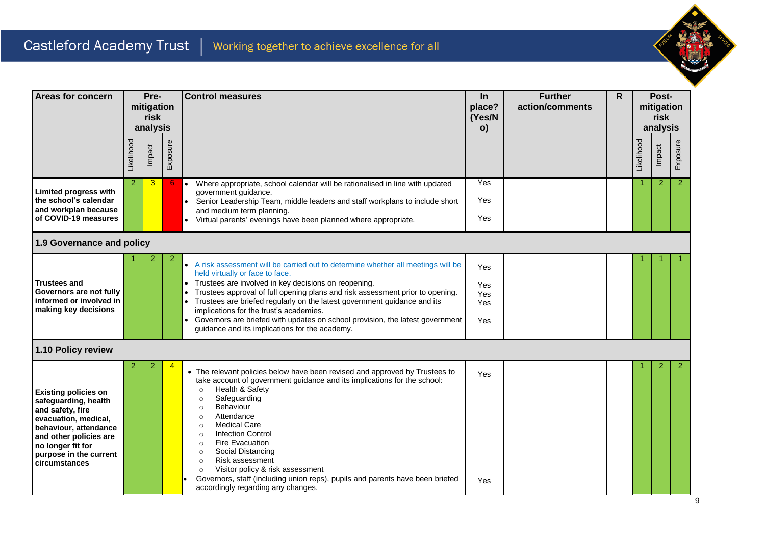| Areas for concern | Pre-mitigation risk analysis | | | Control measures | In place? (Yes/No) | Further action/comments | R | Post-mitigation risk analysis | | |
|---|---|---|---|---|---|---|---|---|---|---|
| | Likelihood | Impact | Exposure | | | | | Likelihood | Impact | Exposure |
| **Limited progress with the school's calendar and workplan because of COVID-19 measures** | 2 | 3 | 6 | • Where appropriate, school calendar will be rationalised in line with updated government guidance.<br>• Senior Leadership Team, middle leaders and staff workplans to include short and medium term planning.<br>• Virtual parents' evenings have been planned where appropriate. | Yes<br>Yes<br>Yes | | | 1 | 2 | 2 |
| **1.9 Governance and policy** | | | | | | | | | | |
| **Trustees and Governors are not fully informed or involved in making key decisions** | 1 | 2 | 2 | • A risk assessment will be carried out to determine whether all meetings will be held virtually or face to face.<br>• Trustees are involved in key decisions on reopening.<br>• Trustees approval of full opening plans and risk assessment prior to opening.<br>• Trustees are briefed regularly on the latest government guidance and its implications for the trust's academies.<br>• Governors are briefed with updates on school provision, the latest government guidance and its implications for the academy. | Yes<br>Yes<br>Yes<br>Yes<br>Yes | | | 1 | 1 | 1 |
| **1.10 Policy review** | | | | | | | | | | |
| **Existing policies on safeguarding, health and safety, fire evacuation, medical, behaviour, attendance and other policies are no longer fit for purpose in the current circumstances** | 2 | 2 | 4 | • The relevant policies below have been revised and approved by Trustees to take account of government guidance and its implications for the school:<br>○ Health & Safety<br>○ Safeguarding<br>○ Behaviour<br>○ Attendance<br>○ Medical Care<br>○ Infection Control<br>○ Fire Evacuation<br>○ Social Distancing<br>○ Risk assessment<br>○ Visitor policy & risk assessment<br>• Governors, staff (including union reps), pupils and parents have been briefed accordingly regarding any changes. | Yes<br><br><br><br><br><br><br><br><br><br><br>Yes | | | 1 | 2 | 2 |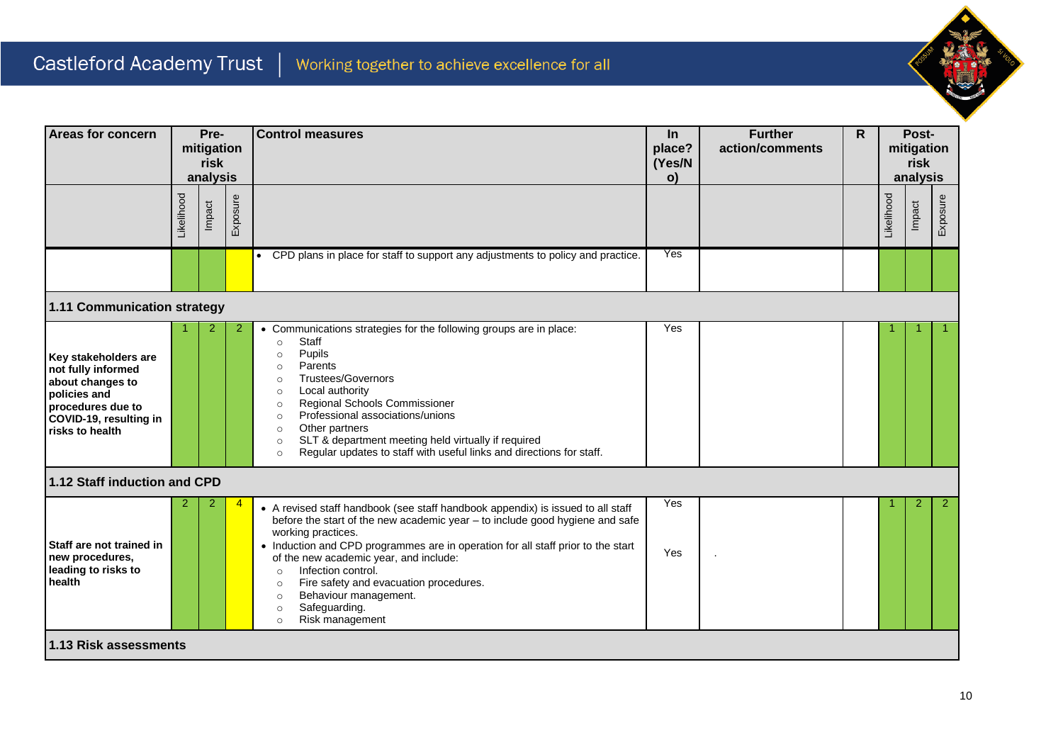| Areas for concern | Pre-mitigation risk analysis | | | Control measures | In place? (Yes/No) | Further action/comments | R | Post-mitigation risk analysis | | |
|---|---|---|---|---|---|---|---|---|---|---|
| | Likelihood | Impact | Exposure | | | | | Likelihood | Impact | Exposure |
| | | | | • CPD plans in place for staff to support any adjustments to policy and practice. | Yes | | | | | |
| **1.11 Communication strategy** | | | | | | | | | | |
| **Key stakeholders are not fully informed about changes to policies and procedures due to COVID-19, resulting in risks to health** | 1 | 2 | 2 | • Communications strategies for the following groups are in place:<br>○ Staff<br>○ Pupils<br>○ Parents<br>○ Trustees/Governors<br>○ Local authority<br>○ Regional Schools Commissioner<br>○ Professional associations/unions<br>○ Other partners<br>○ SLT & department meeting held virtually if required<br>○ Regular updates to staff with useful links and directions for staff. | Yes | | | 1 | 1 | 1 |
| **1.12 Staff induction and CPD** | | | | | | | | | | |
| **Staff are not trained in new procedures, leading to risks to health** | 2 | 2 | 4 | • A revised staff handbook (see staff handbook appendix) is issued to all staff before the start of the new academic year – to include good hygiene and safe working practices.<br>• Induction and CPD programmes are in operation for all staff prior to the start of the new academic year, and include:<br>○ Infection control.<br>○ Fire safety and evacuation procedures.<br>○ Behaviour management.<br>○ Safeguarding.<br>○ Risk management | Yes<br><br>Yes | . | | 1 | 2 | 2 |
| **1.13 Risk assessments** | | | | | | | | | | |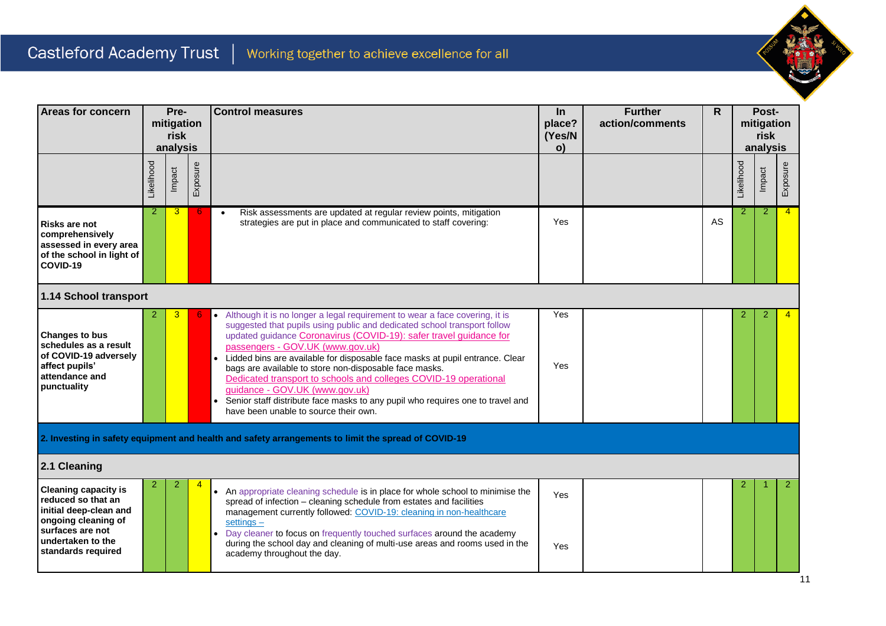| Areas for concern | Pre-mitigation risk analysis | | | Control measures | In place? (Yes/No) | Further action/comments | R | Post-mitigation risk analysis | | |
|---|---|---|---|---|---|---|---|---|---|---|
| | Likelihood | Impact | Exposure | | | | | Likelihood | Impact | Exposure |
| **Risks are not comprehensively assessed in every area of the school in light of COVID-19** | 2 | 3 | 6 | • Risk assessments are updated at regular review points, mitigation strategies are put in place and communicated to staff covering: | Yes | | AS | 2 | 2 | 4 |
| **1.14 School transport** | | | | | | | | | | |
| **Changes to bus schedules as a result of COVID-19 adversely affect pupils' attendance and punctuality** | 2 | 3 | 6 | • Although it is no longer a legal requirement to wear a face covering, it is suggested that pupils using public and dedicated school transport follow updated guidance Coronavirus (COVID-19): safer travel guidance for passengers - GOV.UK (www.gov.uk)<br>• Lidded bins are available for disposable face masks at pupil entrance. Clear bags are available to store non-disposable face masks. Dedicated transport to schools and colleges COVID-19 operational guidance - GOV.UK (www.gov.uk)<br>• Senior staff distribute face masks to any pupil who requires one to travel and have been unable to source their own. | Yes<br><br>Yes | | | 2 | 2 | 4 |
| **2. Investing in safety equipment and health and safety arrangements to limit the spread of COVID-19** | | | | | | | | | | |
| **2.1 Cleaning** | | | | | | | | | | |
| **Cleaning capacity is reduced so that an initial deep-clean and ongoing cleaning of surfaces are not undertaken to the standards required** | 2 | 2 | 4 | • An appropriate cleaning schedule is in place for whole school to minimise the spread of infection – cleaning schedule from estates and facilities management currently followed: COVID-19: cleaning in non-healthcare settings –<br>• Day cleaner to focus on frequently touched surfaces around the academy during the school day and cleaning of multi-use areas and rooms used in the academy throughout the day. | Yes<br><br>Yes | | | 2 | 1 | 2 |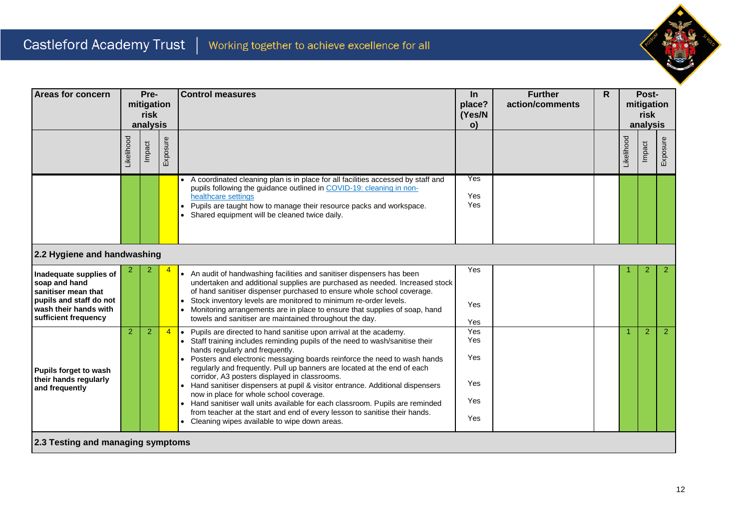| Areas for concern | Pre-mitigation risk analysis | | | Control measures | In place? (Yes/No) | Further action/comments | R | Post-mitigation risk analysis | | |
|---|---|---|---|---|---|---|---|---|---|---|
| | Likelihood | Impact | Exposure | | | | | Likelihood | Impact | Exposure |
| | | | | • A coordinated cleaning plan is in place for all facilities accessed by staff and pupils following the guidance outlined in [COVID-19: cleaning in non-healthcare settings](#)<br>• Pupils are taught how to manage their resource packs and workspace.<br>• Shared equipment will be cleaned twice daily. | Yes<br>Yes<br>Yes | | | | | |
| **2.2 Hygiene and handwashing** | | | | | | | | | | |
| **Inadequate supplies of soap and hand sanitiser mean that pupils and staff do not wash their hands with sufficient frequency** | 2 | 2 | 4 | • An audit of handwashing facilities and sanitiser dispensers has been undertaken and additional supplies are purchased as needed. Increased stock of hand sanitiser dispenser purchased to ensure whole school coverage.<br>• Stock inventory levels are monitored to minimum re-order levels.<br>• Monitoring arrangements are in place to ensure that supplies of soap, hand towels and sanitiser are maintained throughout the day. | Yes<br>Yes<br>Yes | | | 1 | 2 | 2 |
| **Pupils forget to wash their hands regularly and frequently** | 2 | 2 | 4 | • Pupils are directed to hand sanitise upon arrival at the academy.<br>• Staff training includes reminding pupils of the need to wash/sanitise their hands regularly and frequently.<br>• Posters and electronic messaging boards reinforce the need to wash hands regularly and frequently. Pull up banners are located at the end of each corridor, A3 posters displayed in classrooms.<br>• Hand sanitiser dispensers at pupil & visitor entrance. Additional dispensers now in place for whole school coverage.<br>• Hand sanitiser wall units available for each classroom. Pupils are reminded from teacher at the start and end of every lesson to sanitise their hands.<br>• Cleaning wipes available to wipe down areas. | Yes<br>Yes<br>Yes<br>Yes<br>Yes<br>Yes | | | 1 | 2 | 2 |
| **2.3 Testing and managing symptoms** | | | | | | | | | | |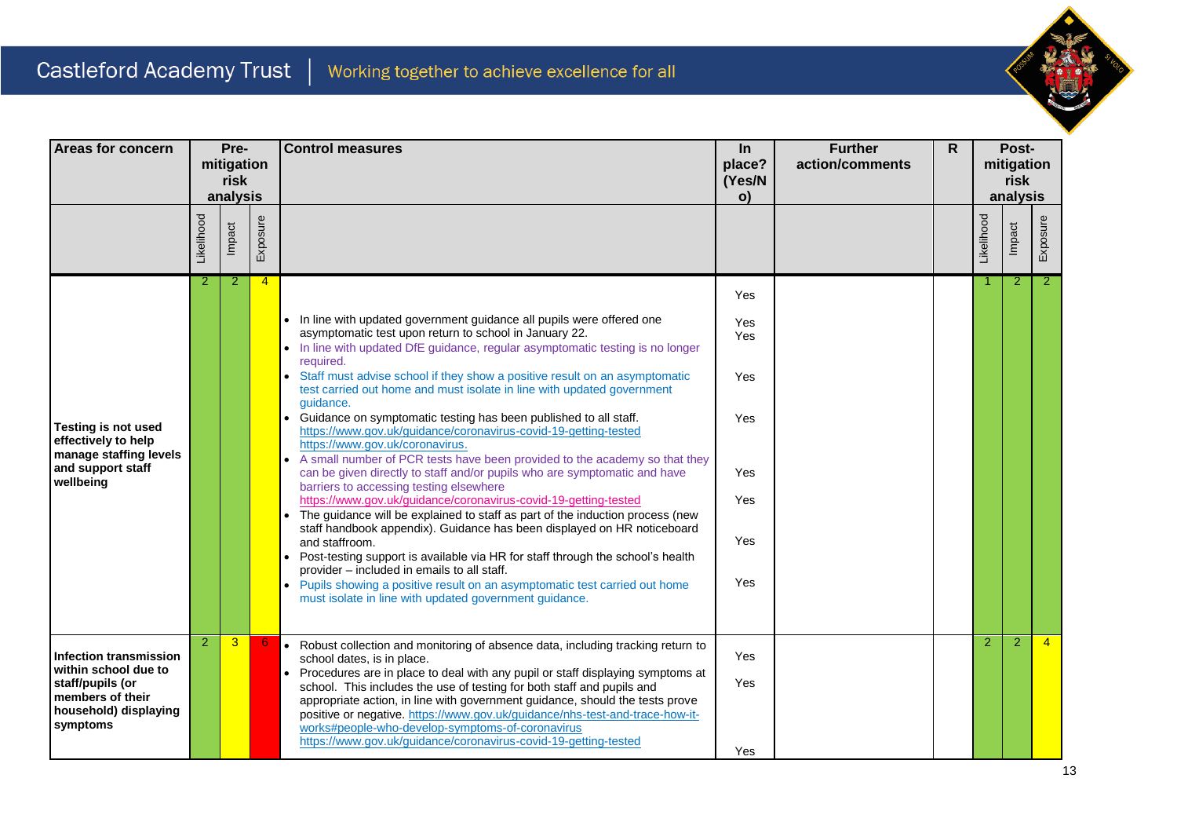| Areas for concern | Pre-mitigation risk analysis | | | Control measures | In place? (Yes/No) | Further action/comments | R | Post-mitigation risk analysis | | |
|---|---|---|---|---|---|---|---|---|---|---|
| | Likelihood | Impact | Exposure | | | | | Likelihood | Impact | Exposure |
| **Testing is not used effectively to help manage staffing levels and support staff wellbeing** | 2 | 2 | 4 | • In line with updated government guidance all pupils were offered one asymptomatic test upon return to school in January 22.<br>• In line with updated DfE guidance, regular asymptomatic testing is no longer required.<br>• Staff must advise school if they show a positive result on an asymptomatic test carried out home and must isolate in line with updated government guidance.<br>• Guidance on symptomatic testing has been published to all staff. https://www.gov.uk/guidance/coronavirus-covid-19-getting-tested https://www.gov.uk/coronavirus.<br>• A small number of PCR tests have been provided to the academy so that they can be given directly to staff and/or pupils who are symptomatic and have barriers to accessing testing elsewhere https://www.gov.uk/guidance/coronavirus-covid-19-getting-tested<br>• The guidance will be explained to staff as part of the induction process (new staff handbook appendix). Guidance has been displayed on HR noticeboard and staffroom.<br>• Post-testing support is available via HR for staff through the school's health provider – included in emails to all staff.<br>• Pupils showing a positive result on an asymptomatic test carried out home must isolate in line with updated government guidance. | Yes<br>Yes<br>Yes<br>Yes<br>Yes<br>Yes<br>Yes<br>Yes<br>Yes | | | 1 | 2 | 2 |
| **Infection transmission within school due to staff/pupils (or members of their household) displaying symptoms** | 2 | 3 | 6 | • Robust collection and monitoring of absence data, including tracking return to school dates, is in place.<br>• Procedures are in place to deal with any pupil or staff displaying symptoms at school. This includes the use of testing for both staff and pupils and appropriate action, in line with government guidance, should the tests prove positive or negative. https://www.gov.uk/guidance/nhs-test-and-trace-how-it-works#people-who-develop-symptoms-of-coronavirus https://www.gov.uk/guidance/coronavirus-covid-19-getting-tested | Yes<br>Yes<br>Yes | | | 2 | 2 | 4 |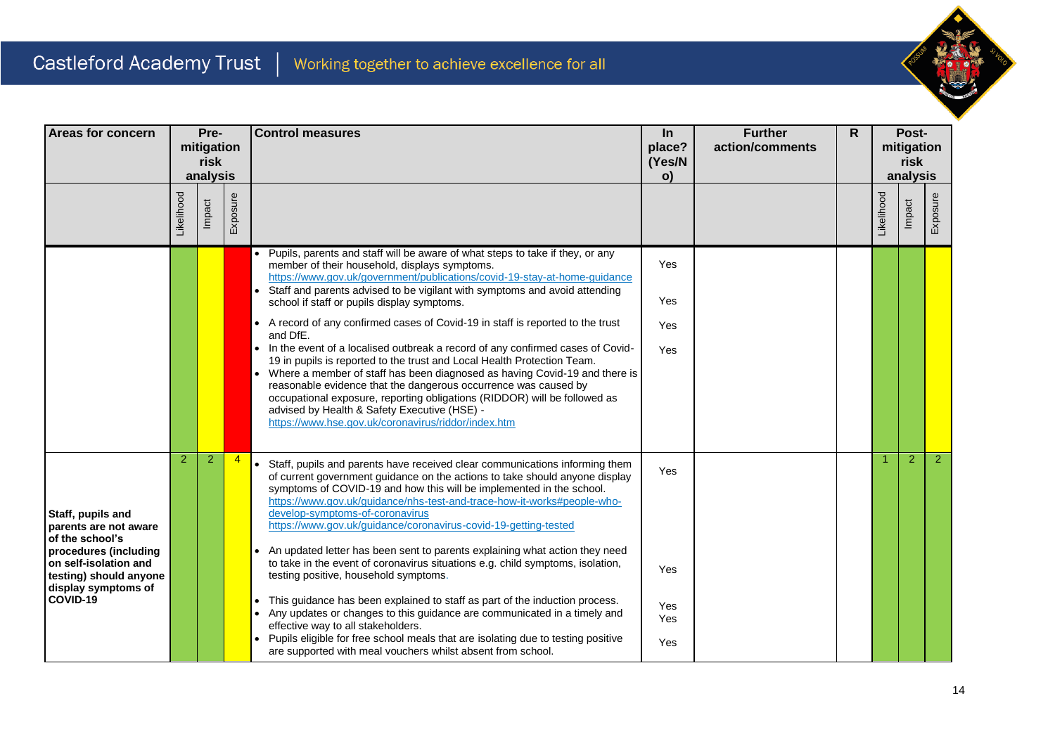| Areas for concern | Pre-mitigation risk analysis | | | Control measures | In place? (Yes/No) | Further action/comments | R | Post-mitigation risk analysis | | |
|---|---|---|---|---|---|---|---|---|---|---|
| | Likelihood | Impact | Exposure | | | | | Likelihood | Impact | Exposure |
| | | | | • Pupils, parents and staff will be aware of what steps to take if they, or any member of their household, displays symptoms. https://www.gov.uk/government/publications/covid-19-stay-at-home-guidance<br>• Staff and parents advised to be vigilant with symptoms and avoid attending school if staff or pupils display symptoms.<br>• A record of any confirmed cases of Covid-19 in staff is reported to the trust and DfE.<br>• In the event of a localised outbreak a record of any confirmed cases of Covid-19 in pupils is reported to the trust and Local Health Protection Team.<br>• Where a member of staff has been diagnosed as having Covid-19 and there is reasonable evidence that the dangerous occurrence was caused by occupational exposure, reporting obligations (RIDDOR) will be followed as advised by Health & Safety Executive (HSE) - https://www.hse.gov.uk/coronavirus/riddor/index.htm | Yes<br>Yes<br>Yes<br>Yes | | | | | |
| **Staff, pupils and parents are not aware of the school's procedures (including on self-isolation and testing) should anyone display symptoms of COVID-19** | 2 | 2 | 4 | • Staff, pupils and parents have received clear communications informing them of current government guidance on the actions to take should anyone display symptoms of COVID-19 and how this will be implemented in the school. https://www.gov.uk/guidance/nhs-test-and-trace-how-it-works#people-who-develop-symptoms-of-coronavirus https://www.gov.uk/guidance/coronavirus-covid-19-getting-tested<br>• An updated letter has been sent to parents explaining what action they need to take in the event of coronavirus situations e.g. child symptoms, isolation, testing positive, household symptoms.<br>• This guidance has been explained to staff as part of the induction process.<br>• Any updates or changes to this guidance are communicated in a timely and effective way to all stakeholders.<br>• Pupils eligible for free school meals that are isolating due to testing positive are supported with meal vouchers whilst absent from school. | Yes<br>Yes<br>Yes<br>Yes<br>Yes | | | 1 | 2 | 2 |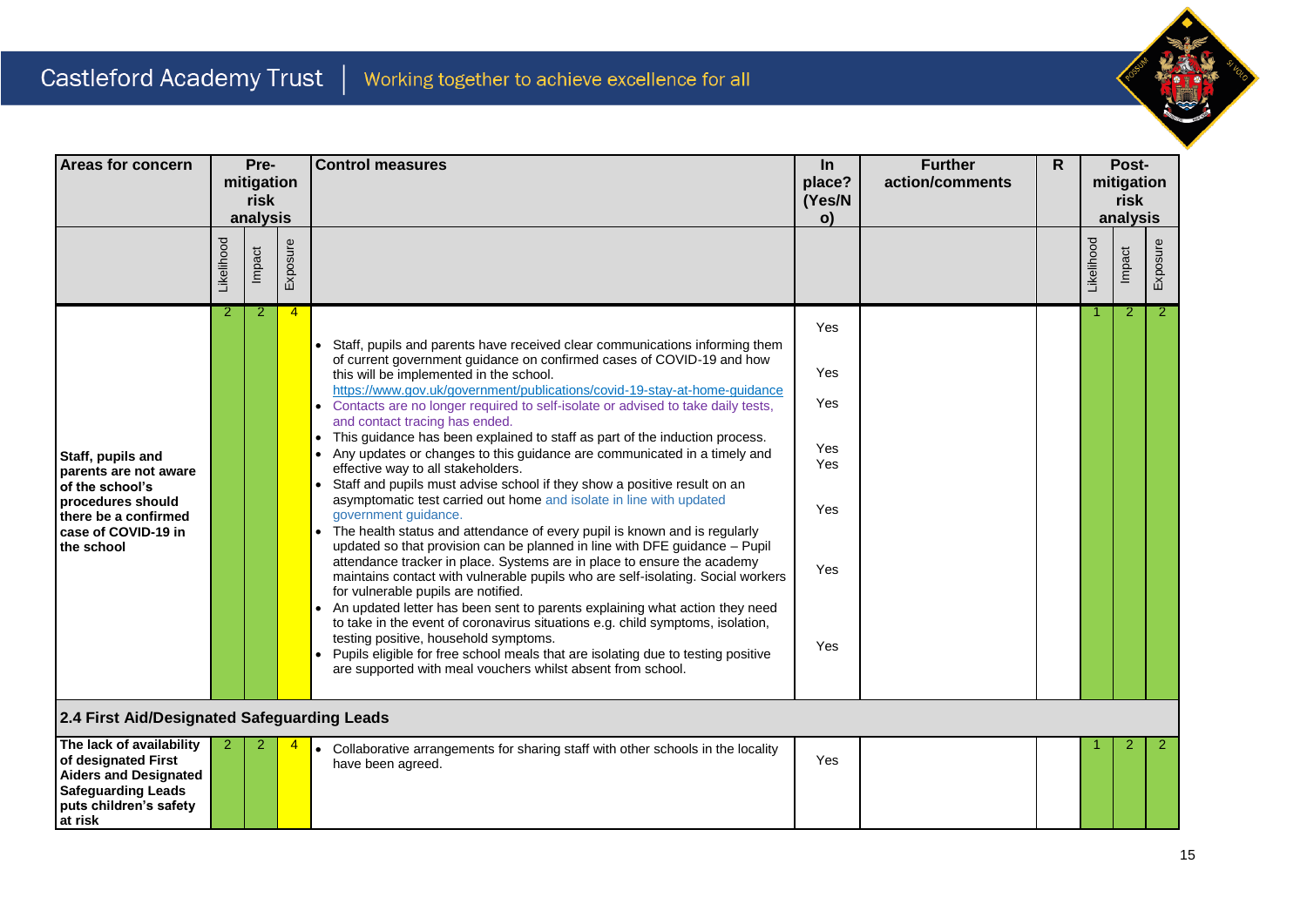| Areas for concern | Pre-mitigation risk analysis | | | Control measures | In place? (Yes/No) | Further action/comments | R | Post-mitigation risk analysis | | |
|---|---|---|---|---|---|---|---|---|---|---|
| | Likelihood | Impact | Exposure | | | | | Likelihood | Impact | Exposure |
| **Staff, pupils and parents are not aware of the school's procedures should there be a confirmed case of COVID-19 in the school** | 2 | 2 | 4 | • Staff, pupils and parents have received clear communications informing them of current government guidance on confirmed cases of COVID-19 and how this will be implemented in the school. https://www.gov.uk/government/publications/covid-19-stay-at-home-guidance<br>• Contacts are no longer required to self-isolate or advised to take daily tests, and contact tracing has ended.<br>• This guidance has been explained to staff as part of the induction process.<br>• Any updates or changes to this guidance are communicated in a timely and effective way to all stakeholders.<br>• Staff and pupils must advise school if they show a positive result on an asymptomatic test carried out home and isolate in line with updated government guidance.<br>• The health status and attendance of every pupil is known and is regularly updated so that provision can be planned in line with DFE guidance – Pupil attendance tracker in place. Systems are in place to ensure the academy maintains contact with vulnerable pupils who are self-isolating. Social workers for vulnerable pupils are notified.<br>• An updated letter has been sent to parents explaining what action they need to take in the event of coronavirus situations e.g. child symptoms, isolation, testing positive, household symptoms.<br>• Pupils eligible for free school meals that are isolating due to testing positive are supported with meal vouchers whilst absent from school. | Yes<br><br>Yes<br><br>Yes<br><br>Yes<br>Yes<br><br>Yes<br><br>Yes<br><br>Yes | | | 1 | 2 | 2 |
| **2.4 First Aid/Designated Safeguarding Leads** | | | | | | | | | | |
| **The lack of availability of designated First Aiders and Designated Safeguarding Leads puts children's safety at risk** | 2 | 2 | 4 | • Collaborative arrangements for sharing staff with other schools in the locality have been agreed. | Yes | | | 1 | 2 | 2 |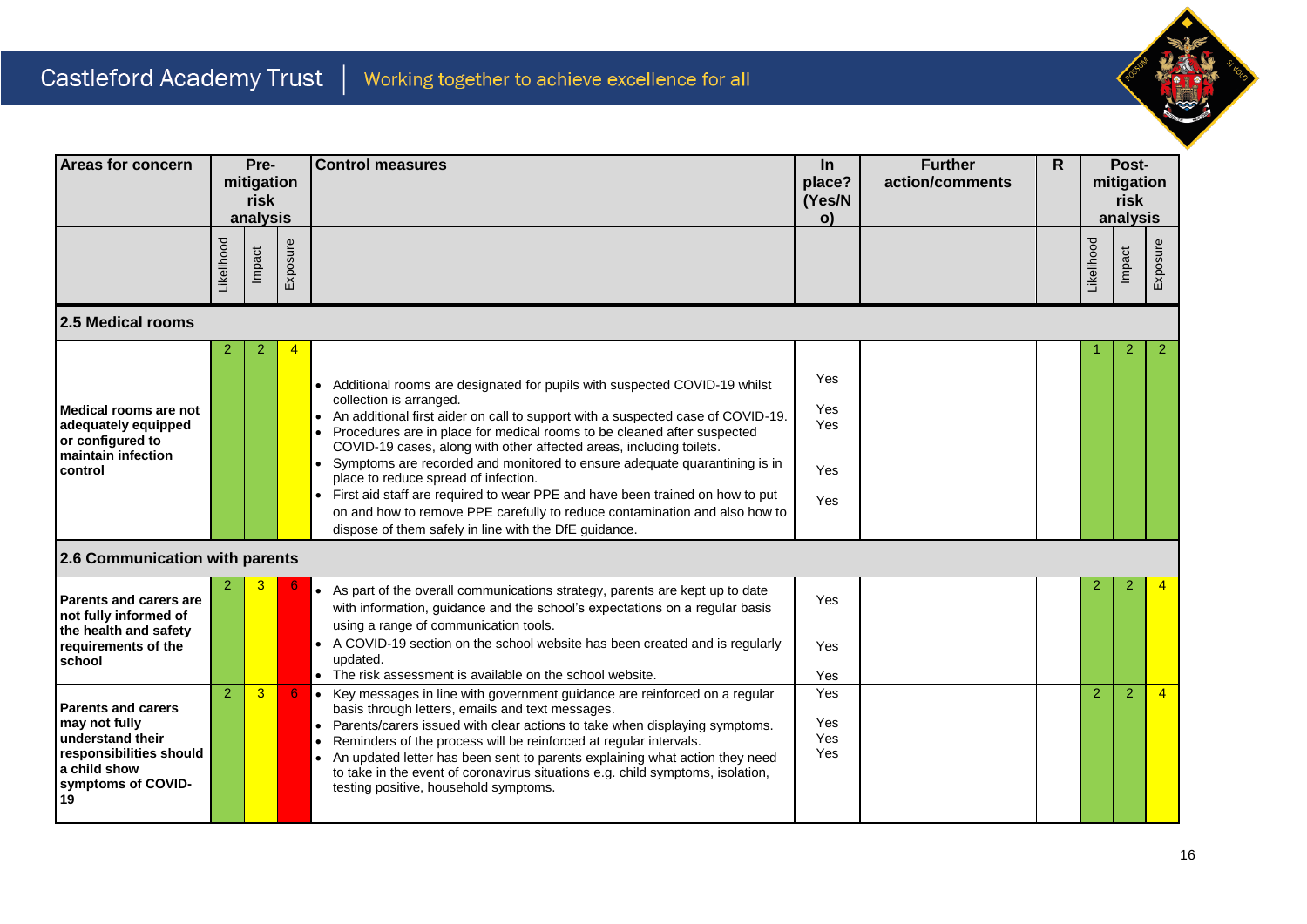| Areas for concern | Pre-mitigation risk analysis | | | Control measures | In place? (Yes/No) | Further action/comments | R | Post-mitigation risk analysis | | |
|---|---|---|---|---|---|---|---|---|---|---|
| | Likelihood | Impact | Exposure | | | | | Likelihood | Impact | Exposure |
| **2.5 Medical rooms** | | | | | | | | | | |
| **Medical rooms are not adequately equipped or configured to maintain infection control** | 2 | 2 | 4 | • Additional rooms are designated for pupils with suspected COVID-19 whilst collection is arranged.<br>• An additional first aider on call to support with a suspected case of COVID-19.<br>• Procedures are in place for medical rooms to be cleaned after suspected COVID-19 cases, along with other affected areas, including toilets.<br>• Symptoms are recorded and monitored to ensure adequate quarantining is in place to reduce spread of infection.<br>• First aid staff are required to wear PPE and have been trained on how to put on and how to remove PPE carefully to reduce contamination and also how to dispose of them safely in line with the DfE guidance. | Yes<br>Yes<br>Yes<br>Yes<br>Yes | | | 1 | 2 | 2 |
| **2.6 Communication with parents** | | | | | | | | | | |
| **Parents and carers are not fully informed of the health and safety requirements of the school** | 2 | 3 | 6 | • As part of the overall communications strategy, parents are kept up to date with information, guidance and the school's expectations on a regular basis using a range of communication tools.<br>• A COVID-19 section on the school website has been created and is regularly updated.<br>• The risk assessment is available on the school website. | Yes<br>Yes<br>Yes | | | 2 | 2 | 4 |
| **Parents and carers may not fully understand their responsibilities should a child show symptoms of COVID-19** | 2 | 3 | 6 | • Key messages in line with government guidance are reinforced on a regular basis through letters, emails and text messages.<br>• Parents/carers issued with clear actions to take when displaying symptoms.<br>• Reminders of the process will be reinforced at regular intervals.<br>• An updated letter has been sent to parents explaining what action they need to take in the event of coronavirus situations e.g. child symptoms, isolation, testing positive, household symptoms. | Yes<br>Yes<br>Yes<br>Yes | | | 2 | 2 | 4 |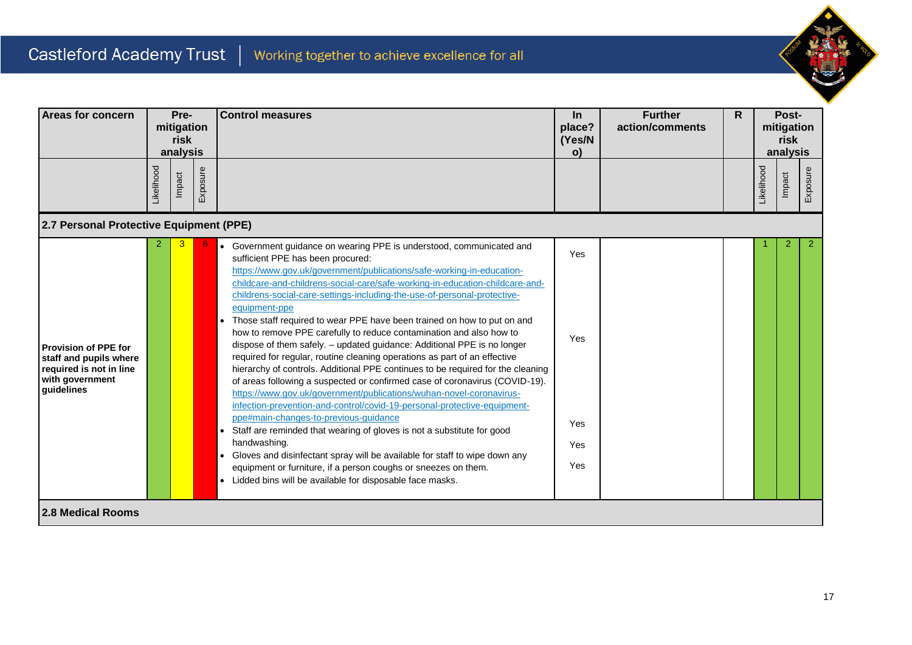| Areas for concern | Pre-mitigation risk analysis | | | Control measures | In place? (Yes/No) | Further action/comments | R | Post-mitigation risk analysis | | |
|---|---|---|---|---|---|---|---|---|---|---|
| | Likelihood | Impact | Exposure | | | | | Likelihood | Impact | Exposure |
| **2.7 Personal Protective Equipment (PPE)** | | | | | | | | | | |
| **Provision of PPE for staff and pupils where required is not in line with government guidelines** | 2 | 3 | 6 | • Government guidance on wearing PPE is understood, communicated and sufficient PPE has been procured: https://www.gov.uk/government/publications/safe-working-in-education-childcare-and-childrens-social-care/safe-working-in-education-childcare-and-childrens-social-care-settings-including-the-use-of-personal-protective-equipment-ppe<br>• Those staff required to wear PPE have been trained on how to put on and how to remove PPE carefully to reduce contamination and also how to dispose of them safely. – updated guidance: Additional PPE is no longer required for regular, routine cleaning operations as part of an effective hierarchy of controls. Additional PPE continues to be required for the cleaning of areas following a suspected or confirmed case of coronavirus (COVID-19). https://www.gov.uk/government/publications/wuhan-novel-coronavirus-infection-prevention-and-control/covid-19-personal-protective-equipment-ppe#main-changes-to-previous-guidance<br>• Staff are reminded that wearing of gloves is not a substitute for good handwashing.<br>• Gloves and disinfectant spray will be available for staff to wipe down any equipment or furniture, if a person coughs or sneezes on them.<br>• Lidded bins will be available for disposable face masks. | Yes<br><br>Yes<br><br>Yes<br><br>Yes<br><br>Yes | | | 1 | 2 | 2 |
| **2.8 Medical Rooms** | | | | | | | | | | |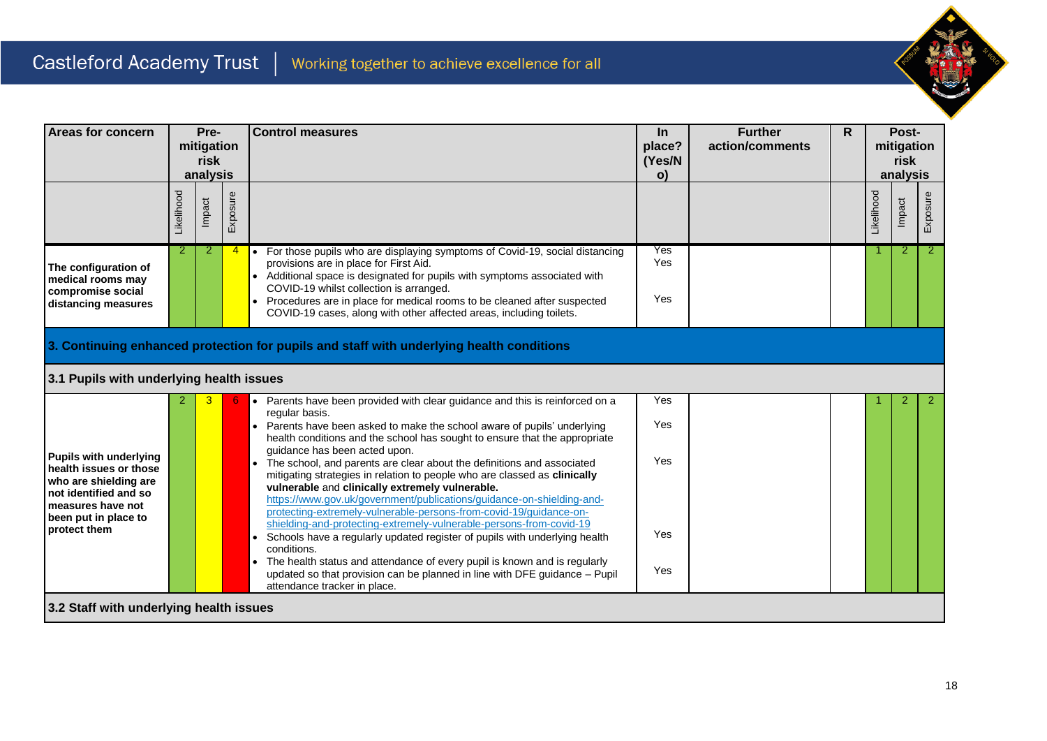| Areas for concern | Pre-mitigation risk analysis | | | Control measures | In place? (Yes/No) | Further action/comments | R | Post-mitigation risk analysis | | |
|---|---|---|---|---|---|---|---|---|---|---|
| | Likelihood | Impact | Exposure | | | | | Likelihood | Impact | Exposure |
| **The configuration of medical rooms may compromise social distancing measures** | 2 | 2 | 4 | • For those pupils who are displaying symptoms of Covid-19, social distancing provisions are in place for First Aid.<br>• Additional space is designated for pupils with symptoms associated with COVID-19 whilst collection is arranged.<br>• Procedures are in place for medical rooms to be cleaned after suspected COVID-19 cases, along with other affected areas, including toilets. | Yes<br>Yes<br><br>Yes | | | 1 | 2 | 2 |
| **3. Continuing enhanced protection for pupils and staff with underlying health conditions** | | | | | | | | | | |
| **3.1 Pupils with underlying health issues** | | | | | | | | | | |
| **Pupils with underlying health issues or those who are shielding are not identified and so measures have not been put in place to protect them** | 2 | 3 | 6 | • Parents have been provided with clear guidance and this is reinforced on a regular basis.<br>• Parents have been asked to make the school aware of pupils' underlying health conditions and the school has sought to ensure that the appropriate guidance has been acted upon.<br>• The school, and parents are clear about the definitions and associated mitigating strategies in relation to people who are classed as **clinically vulnerable** and **clinically extremely vulnerable.** https://www.gov.uk/government/publications/guidance-on-shielding-and-protecting-extremely-vulnerable-persons-from-covid-19/guidance-on-shielding-and-protecting-extremely-vulnerable-persons-from-covid-19<br>• Schools have a regularly updated register of pupils with underlying health conditions.<br>• The health status and attendance of every pupil is known and is regularly updated so that provision can be planned in line with DFE guidance – Pupil attendance tracker in place. | Yes<br><br>Yes<br><br>Yes<br><br><br>Yes<br><br>Yes | | | 1 | 2 | 2 |
| **3.2 Staff with underlying health issues** | | | | | | | | | | |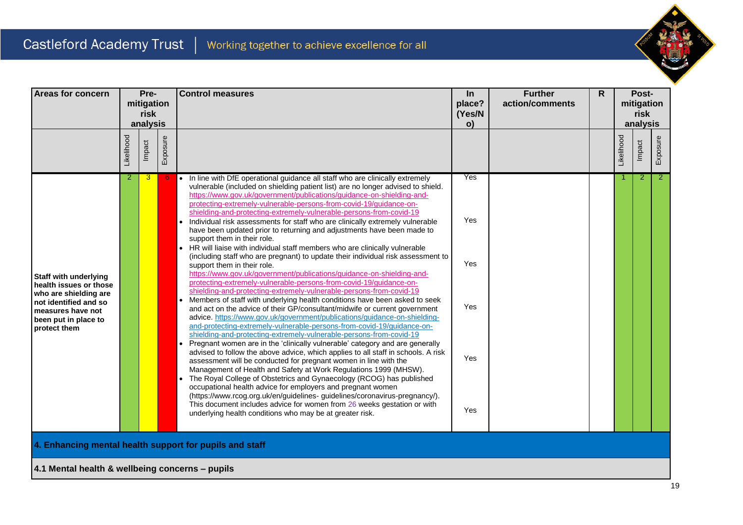| Areas for concern | Pre-mitigation risk analysis | | | Control measures | In place? (Yes/No) | Further action/comments | R | Post-mitigation risk analysis | | |
|---|---|---|---|---|---|---|---|---|---|---|
| | Likelihood | Impact | Exposure | | | | | Likelihood | Impact | Exposure |
| **Staff with underlying health issues or those who are shielding are not identified and so measures have not been put in place to protect them** | 2 | 3 | 6 | • In line with DfE operational guidance all staff who are clinically extremely vulnerable (included on shielding patient list) are no longer advised to shield. https://www.gov.uk/government/publications/guidance-on-shielding-and-protecting-extremely-vulnerable-persons-from-covid-19/guidance-on-shielding-and-protecting-extremely-vulnerable-persons-from-covid-19<br>• Individual risk assessments for staff who are clinically extremely vulnerable have been updated prior to returning and adjustments have been made to support them in their role.<br>• HR will liaise with individual staff members who are clinically vulnerable (including staff who are pregnant) to update their individual risk assessment to support them in their role. https://www.gov.uk/government/publications/guidance-on-shielding-and-protecting-extremely-vulnerable-persons-from-covid-19/guidance-on-shielding-and-protecting-extremely-vulnerable-persons-from-covid-19<br>• Members of staff with underlying health conditions have been asked to seek and act on the advice of their GP/consultant/midwife or current government advice. https://www.gov.uk/government/publications/guidance-on-shielding-and-protecting-extremely-vulnerable-persons-from-covid-19/guidance-on-shielding-and-protecting-extremely-vulnerable-persons-from-covid-19<br>• Pregnant women are in the 'clinically vulnerable' category and are generally advised to follow the above advice, which applies to all staff in schools. A risk assessment will be conducted for pregnant women in line with the Management of Health and Safety at Work Regulations 1999 (MHSW).<br>• The Royal College of Obstetrics and Gynaecology (RCOG) has published occupational health advice for employers and pregnant women (https://www.rcog.org.uk/en/guidelines- guidelines/coronavirus-pregnancy/). This document includes advice for women from 26 weeks gestation or with underlying health conditions who may be at greater risk. | Yes<br><br>Yes<br><br>Yes<br><br>Yes<br><br>Yes<br><br>Yes | | | 1 | 2 | 2 |

## 4. Enhancing mental health support for pupils and staff

### 4.1 Mental health & wellbeing concerns – pupils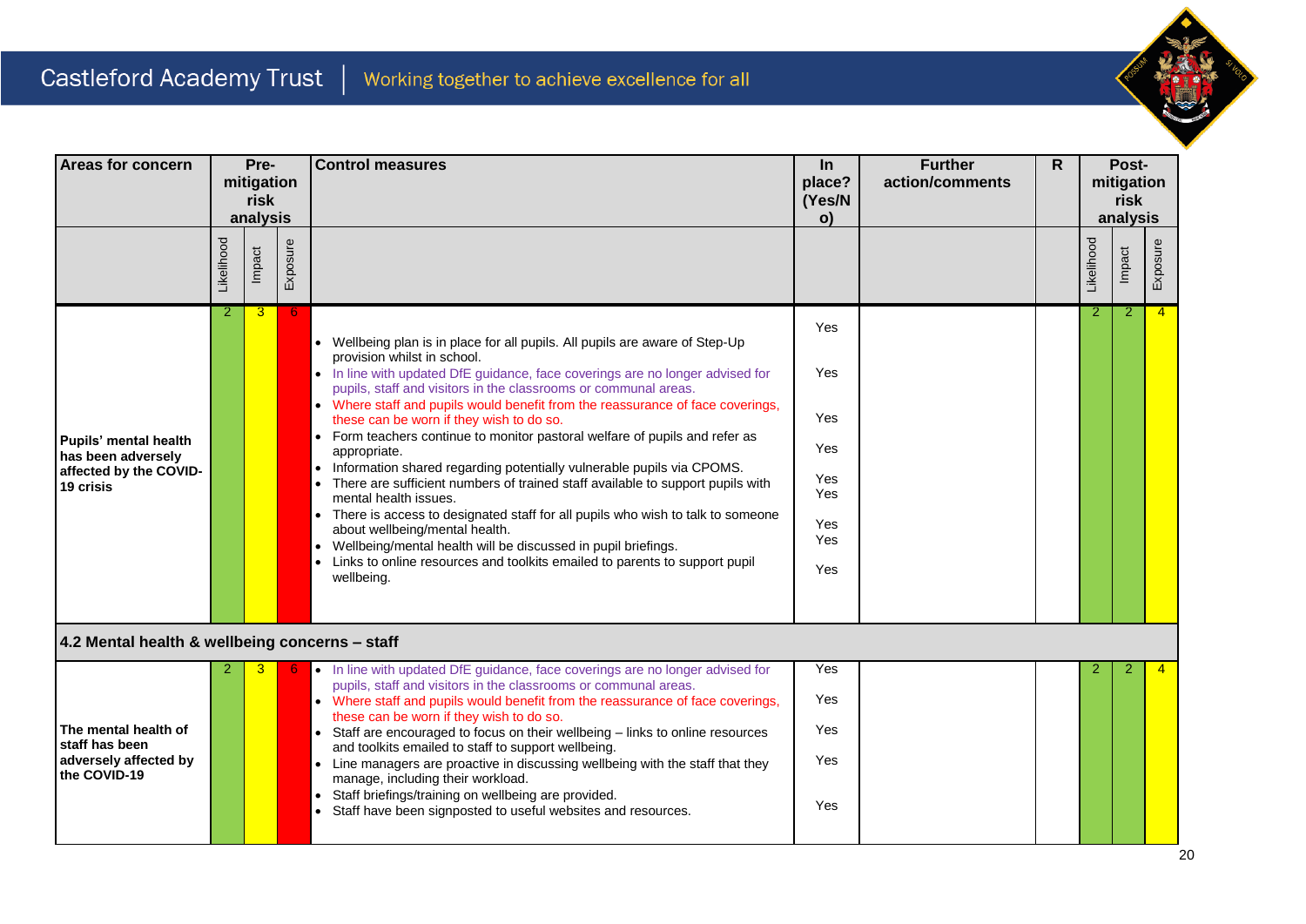| Areas for concern | Pre-mitigation risk analysis | | | Control measures | In place? (Yes/No) | Further action/comments | R | Post-mitigation risk analysis | | |
|---|---|---|---|---|---|---|---|---|---|---|
| | Likelihood | Impact | Exposure | | | | | Likelihood | Impact | Exposure |
| **Pupils' mental health has been adversely affected by the COVID-19 crisis** | 2 | 3 | 6 | • Wellbeing plan is in place for all pupils. All pupils are aware of Step-Up provision whilst in school.<br>• In line with updated DfE guidance, face coverings are no longer advised for pupils, staff and visitors in the classrooms or communal areas.<br>• Where staff and pupils would benefit from the reassurance of face coverings, these can be worn if they wish to do so.<br>• Form teachers continue to monitor pastoral welfare of pupils and refer as appropriate.<br>• Information shared regarding potentially vulnerable pupils via CPOMS.<br>• There are sufficient numbers of trained staff available to support pupils with mental health issues.<br>• There is access to designated staff for all pupils who wish to talk to someone about wellbeing/mental health.<br>• Wellbeing/mental health will be discussed in pupil briefings.<br>• Links to online resources and toolkits emailed to parents to support pupil wellbeing. | Yes<br>Yes<br>Yes<br>Yes<br>Yes<br>Yes<br>Yes<br>Yes<br>Yes | | | 2 | 2 | 4 |
| **4.2 Mental health & wellbeing concerns – staff** | | | | | | | | | | |
| **The mental health of staff has been adversely affected by the COVID-19** | 2 | 3 | 6 | • In line with updated DfE guidance, face coverings are no longer advised for pupils, staff and visitors in the classrooms or communal areas.<br>• Where staff and pupils would benefit from the reassurance of face coverings, these can be worn if they wish to do so.<br>• Staff are encouraged to focus on their wellbeing – links to online resources and toolkits emailed to staff to support wellbeing.<br>• Line managers are proactive in discussing wellbeing with the staff that they manage, including their workload.<br>• Staff briefings/training on wellbeing are provided.<br>• Staff have been signposted to useful websites and resources. | Yes<br>Yes<br>Yes<br>Yes<br>Yes | | | 2 | 2 | 4 |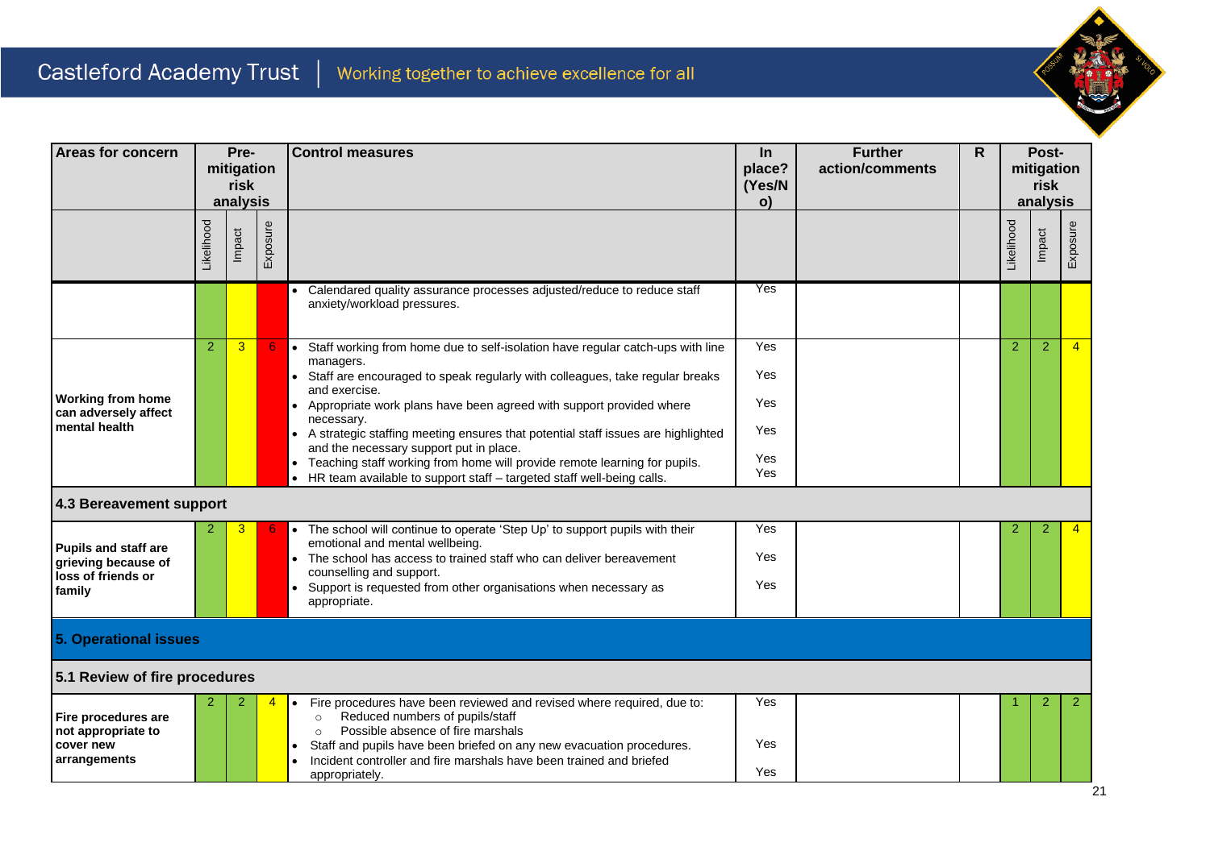| Areas for concern | Pre-mitigation risk analysis | | | Control measures | In place? (Yes/No) | Further action/comments | R | Post-mitigation risk analysis | | |
|---|---|---|---|---|---|---|---|---|---|---|
| | Likelihood | Impact | Exposure | | | | | Likelihood | Impact | Exposure |
| | | | | • Calendared quality assurance processes adjusted/reduce to reduce staff anxiety/workload pressures. | Yes | | | | | |
| **Working from home can adversely affect mental health** | 2 | 3 | 6 | • Staff working from home due to self-isolation have regular catch-ups with line managers.<br>• Staff are encouraged to speak regularly with colleagues, take regular breaks and exercise.<br>• Appropriate work plans have been agreed with support provided where necessary.<br>• A strategic staffing meeting ensures that potential staff issues are highlighted and the necessary support put in place.<br>• Teaching staff working from home will provide remote learning for pupils.<br>• HR team available to support staff – targeted staff well-being calls. | Yes<br>Yes<br>Yes<br>Yes<br>Yes<br>Yes | | | 2 | 2 | 4 |
| **4.3 Bereavement support** | | | | | | | | | | |
| **Pupils and staff are grieving because of loss of friends or family** | 2 | 3 | 6 | • The school will continue to operate 'Step Up' to support pupils with their emotional and mental wellbeing.<br>• The school has access to trained staff who can deliver bereavement counselling and support.<br>• Support is requested from other organisations when necessary as appropriate. | Yes<br>Yes<br>Yes | | | 2 | 2 | 4 |
| **5. Operational issues** | | | | | | | | | | |
| **5.1 Review of fire procedures** | | | | | | | | | | |
| **Fire procedures are not appropriate to cover new arrangements** | 2 | 2 | 4 | • Fire procedures have been reviewed and revised where required, due to:<br>  ○ Reduced numbers of pupils/staff<br>  ○ Possible absence of fire marshals<br>• Staff and pupils have been briefed on any new evacuation procedures.<br>• Incident controller and fire marshals have been trained and briefed appropriately. | Yes<br>Yes<br>Yes | | | 1 | 2 | 2 |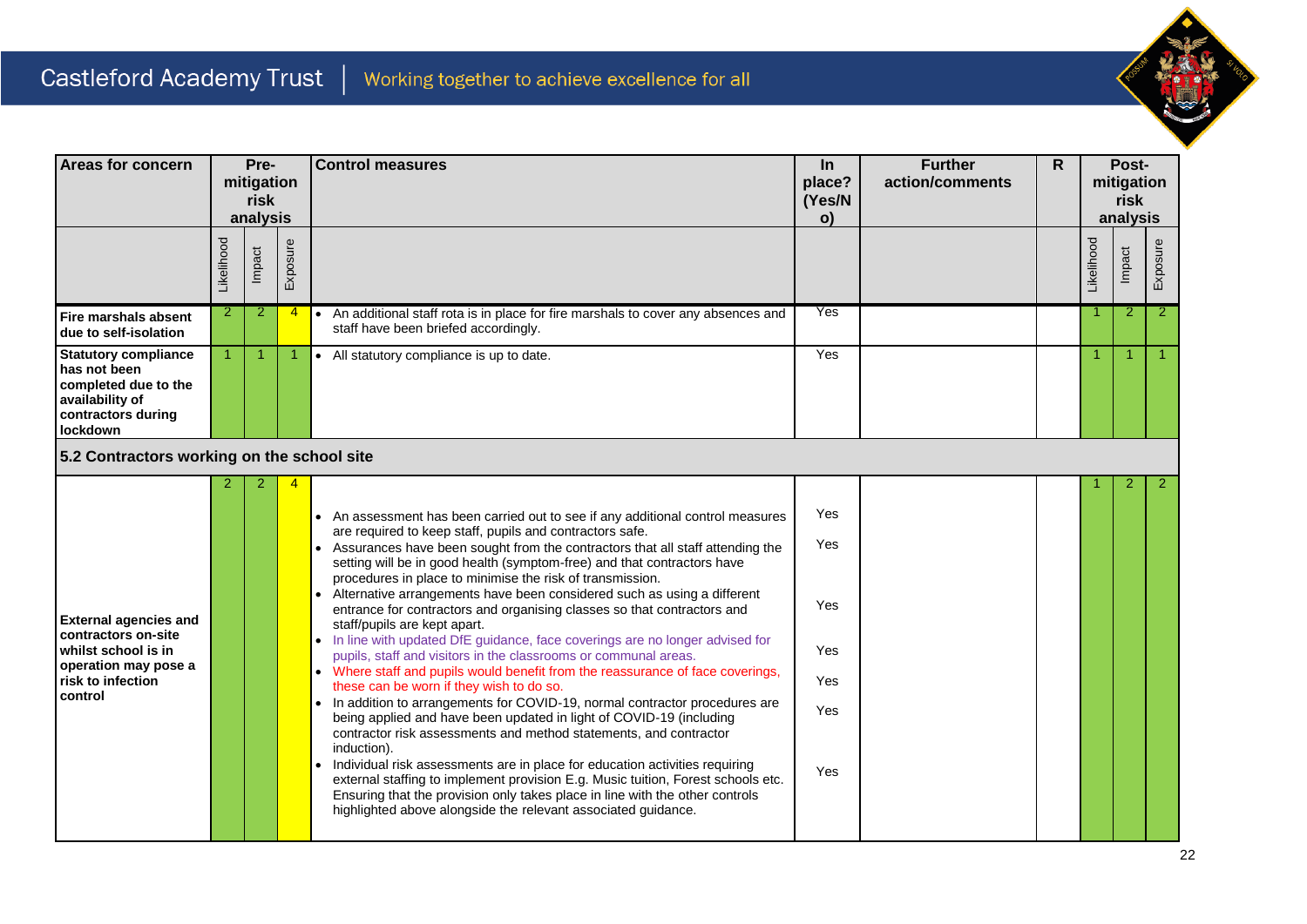| Areas for concern | Pre-mitigation risk analysis | | | Control measures | In place? (Yes/No) | Further action/comments | R | Post-mitigation risk analysis | | |
|---|---|---|---|---|---|---|---|---|---|---|
| | Likelihood | Impact | Exposure | | | | | Likelihood | Impact | Exposure |
| **Fire marshals absent due to self-isolation** | 2 | 2 | 4 | • An additional staff rota is in place for fire marshals to cover any absences and staff have been briefed accordingly. | Yes | | | 1 | 2 | 2 |
| **Statutory compliance has not been completed due to the availability of contractors during lockdown** | 1 | 1 | 1 | • All statutory compliance is up to date. | Yes | | | 1 | 1 | 1 |
| **5.2 Contractors working on the school site** | | | | | | | | | | |
| **External agencies and contractors on-site whilst school is in operation may pose a risk to infection control** | 2 | 2 | 4 | • An assessment has been carried out to see if any additional control measures are required to keep staff, pupils and contractors safe.<br>• Assurances have been sought from the contractors that all staff attending the setting will be in good health (symptom-free) and that contractors have procedures in place to minimise the risk of transmission.<br>• Alternative arrangements have been considered such as using a different entrance for contractors and organising classes so that contractors and staff/pupils are kept apart.<br>• In line with updated DfE guidance, face coverings are no longer advised for pupils, staff and visitors in the classrooms or communal areas.<br>• Where staff and pupils would benefit from the reassurance of face coverings, these can be worn if they wish to do so.<br>• In addition to arrangements for COVID-19, normal contractor procedures are being applied and have been updated in light of COVID-19 (including contractor risk assessments and method statements, and contractor induction).<br>• Individual risk assessments are in place for education activities requiring external staffing to implement provision E.g. Music tuition, Forest schools etc. Ensuring that the provision only takes place in line with the other controls highlighted above alongside the relevant associated guidance. | Yes<br>Yes<br>Yes<br>Yes<br>Yes<br>Yes<br>Yes | | | 1 | 2 | 2 |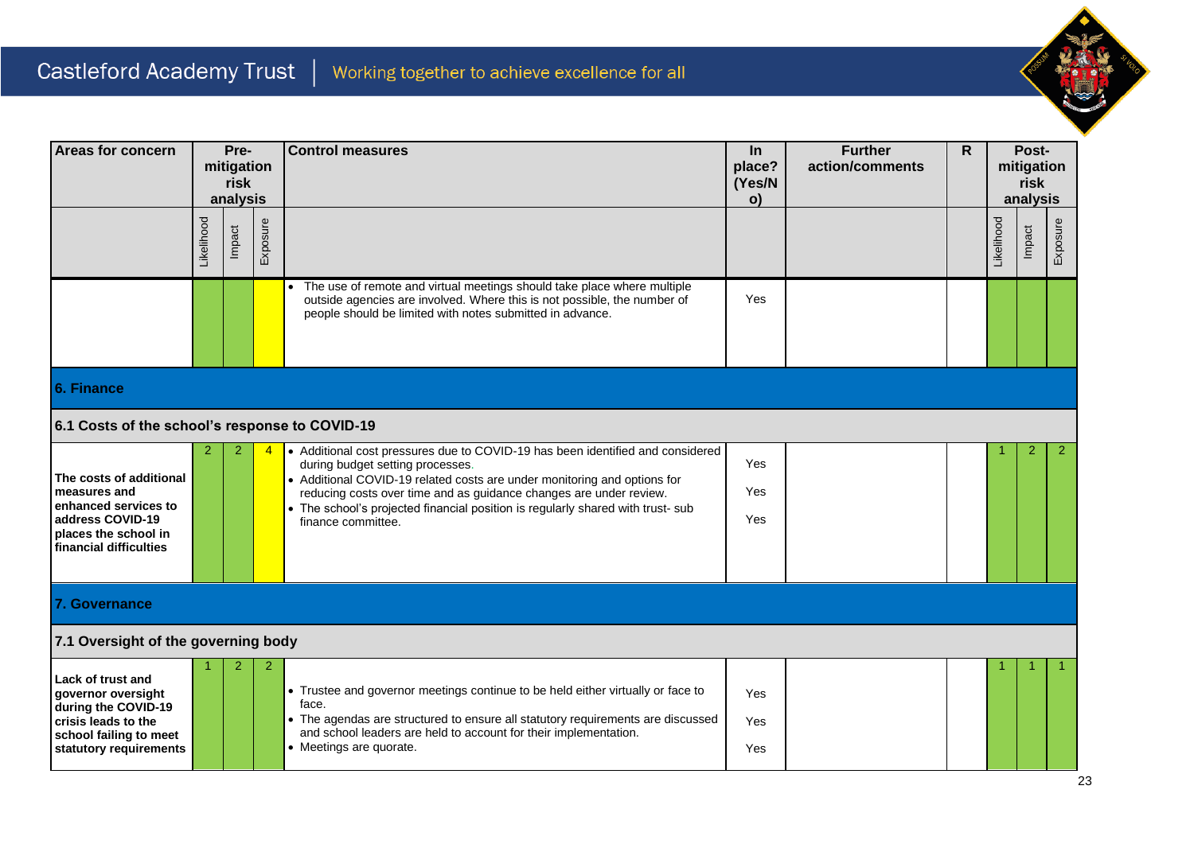| Areas for concern | Pre-mitigation risk analysis | | | Control measures | In place? (Yes/No) | Further action/comments | R | Post-mitigation risk analysis | | |
|---|---|---|---|---|---|---|---|---|---|---|
| | Likelihood | Impact | Exposure | | | | | Likelihood | Impact | Exposure |
| | | | | • The use of remote and virtual meetings should take place where multiple outside agencies are involved. Where this is not possible, the number of people should be limited with notes submitted in advance. | Yes | | | | | |
| **6. Finance** | | | | | | | | | | |
| **6.1 Costs of the school's response to COVID-19** | | | | | | | | | | |
| **The costs of additional measures and enhanced services to address COVID-19 places the school in financial difficulties** | 2 | 2 | 4 | • Additional cost pressures due to COVID-19 has been identified and considered during budget setting processes.<br>• Additional COVID-19 related costs are under monitoring and options for reducing costs over time and as guidance changes are under review.<br>• The school's projected financial position is regularly shared with trust- sub finance committee. | Yes<br>Yes<br>Yes | | | 1 | 2 | 2 |
| **7. Governance** | | | | | | | | | | |
| **7.1 Oversight of the governing body** | | | | | | | | | | |
| **Lack of trust and governor oversight during the COVID-19 crisis leads to the school failing to meet statutory requirements** | 1 | 2 | 2 | • Trustee and governor meetings continue to be held either virtually or face to face.<br>• The agendas are structured to ensure all statutory requirements are discussed and school leaders are held to account for their implementation.<br>• Meetings are quorate. | Yes<br>Yes<br>Yes | | | 1 | 1 | 1 |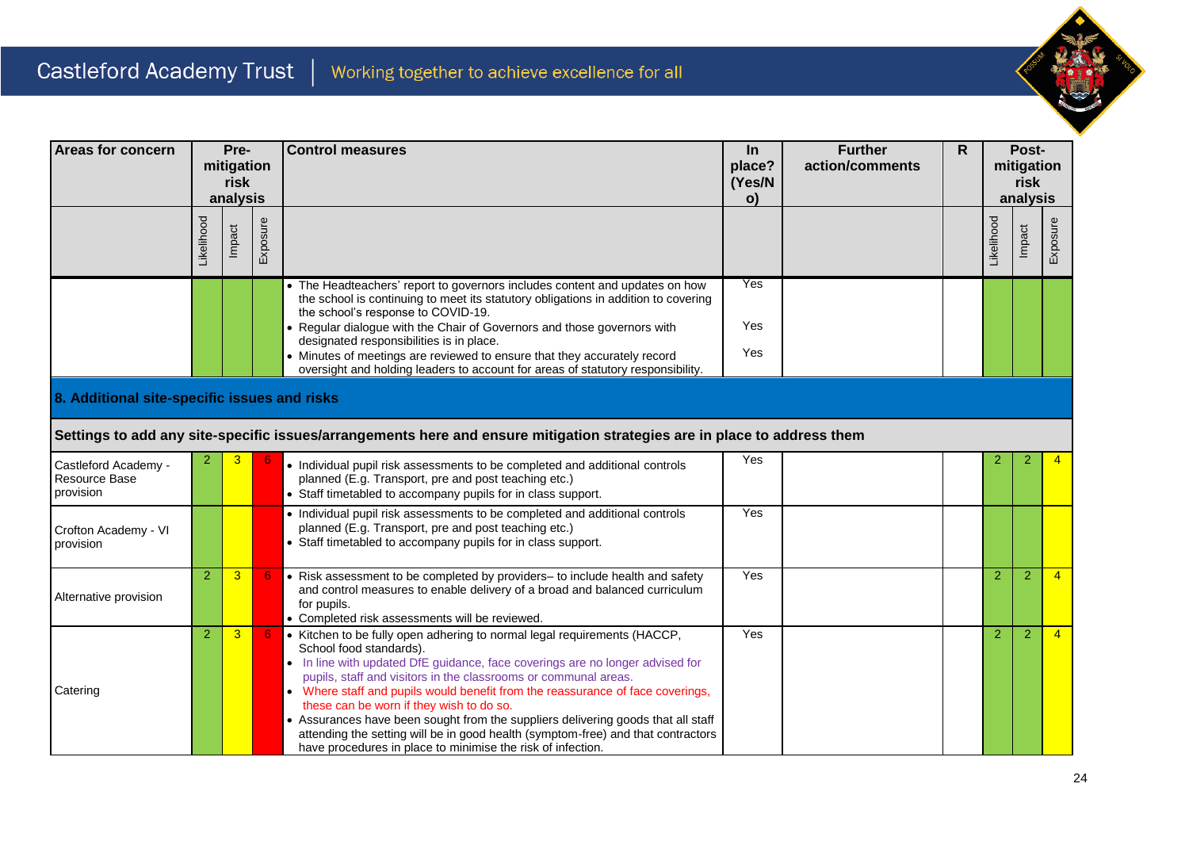| Areas for concern | Pre-mitigation risk analysis | | | Control measures | In place? (Yes/No) | Further action/comments | R | Post-mitigation risk analysis | | |
|---|---|---|---|---|---|---|---|---|---|---|
| | Likelihood | Impact | Exposure | | | | | Likelihood | Impact | Exposure |
| | | | | • The Headteachers' report to governors includes content and updates on how the school is continuing to meet its statutory obligations in addition to covering the school's response to COVID-19.<br>• Regular dialogue with the Chair of Governors and those governors with designated responsibilities is in place.<br>• Minutes of meetings are reviewed to ensure that they accurately record oversight and holding leaders to account for areas of statutory responsibility. | Yes<br><br>Yes<br><br>Yes | | | | | |
| **8. Additional site-specific issues and risks** | | | | | | | | | | |
| **Settings to add any site-specific issues/arrangements here and ensure mitigation strategies are in place to address them** | | | | | | | | | | |
| Castleford Academy - Resource Base provision | 2 | 3 | 6 | • Individual pupil risk assessments to be completed and additional controls planned (E.g. Transport, pre and post teaching etc.)<br>• Staff timetabled to accompany pupils for in class support. | Yes | | | 2 | 2 | 4 |
| Crofton Academy - VI provision | | | | • Individual pupil risk assessments to be completed and additional controls planned (E.g. Transport, pre and post teaching etc.)<br>• Staff timetabled to accompany pupils for in class support. | Yes | | | | | |
| Alternative provision | 2 | 3 | 6 | • Risk assessment to be completed by providers– to include health and safety and control measures to enable delivery of a broad and balanced curriculum for pupils.<br>• Completed risk assessments will be reviewed. | Yes | | | 2 | 2 | 4 |
| Catering | 2 | 3 | 6 | • Kitchen to be fully open adhering to normal legal requirements (HACCP, School food standards).<br>• In line with updated DfE guidance, face coverings are no longer advised for pupils, staff and visitors in the classrooms or communal areas.<br>• Where staff and pupils would benefit from the reassurance of face coverings, these can be worn if they wish to do so.<br>• Assurances have been sought from the suppliers delivering goods that all staff attending the setting will be in good health (symptom-free) and that contractors have procedures in place to minimise the risk of infection. | Yes | | | 2 | 2 | 4 |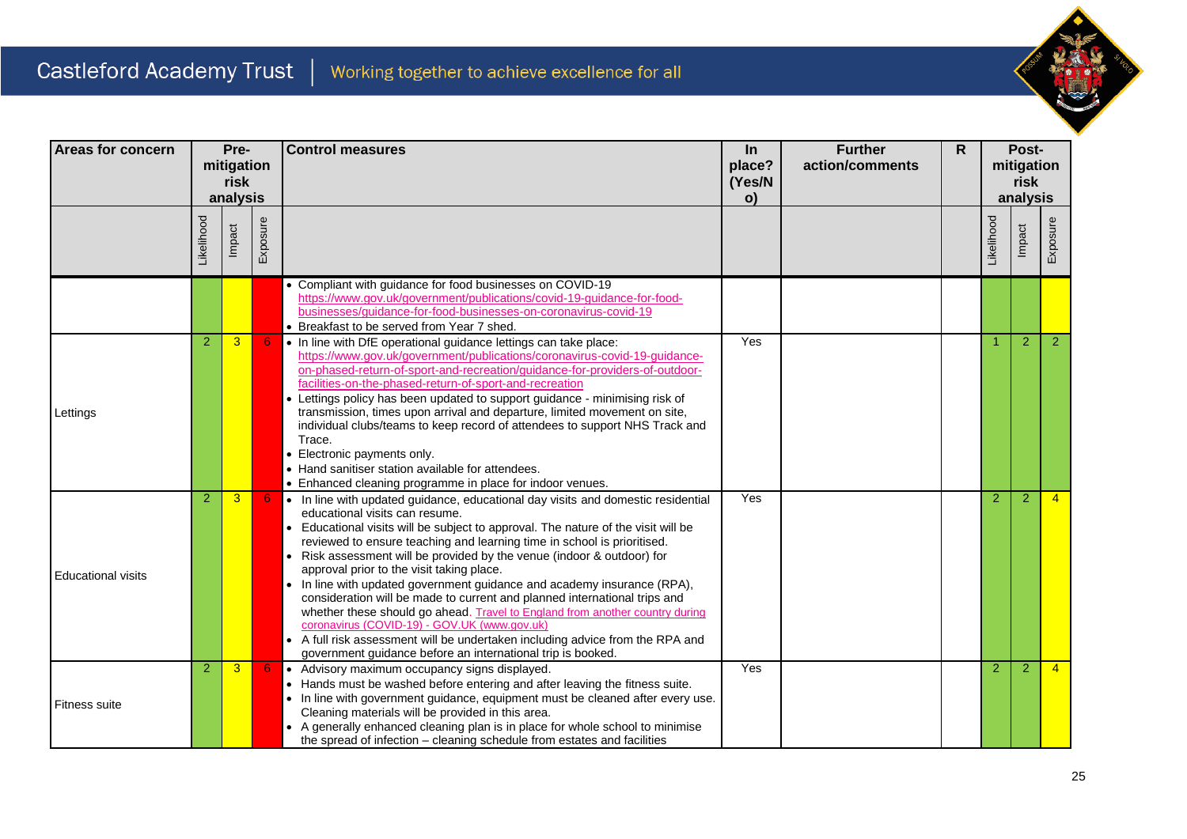| Areas for concern | Pre-mitigation risk analysis | | | Control measures | In place? (Yes/No) | Further action/comments | R | Post-mitigation risk analysis | | |
|---|---|---|---|---|---|---|---|---|---|---|
| | Likelihood | Impact | Exposure | | | | | Likelihood | Impact | Exposure |
| | | | | • Compliant with guidance for food businesses on COVID-19 https://www.gov.uk/government/publications/covid-19-guidance-for-food-businesses/guidance-for-food-businesses-on-coronavirus-covid-19<br>• Breakfast to be served from Year 7 shed. | | | | | | |
| Lettings | 2 | 3 | 6 | • In line with DfE operational guidance lettings can take place: https://www.gov.uk/government/publications/coronavirus-covid-19-guidance-on-phased-return-of-sport-and-recreation/guidance-for-providers-of-outdoor-facilities-on-the-phased-return-of-sport-and-recreation<br>• Lettings policy has been updated to support guidance - minimising risk of transmission, times upon arrival and departure, limited movement on site, individual clubs/teams to keep record of attendees to support NHS Track and Trace.<br>• Electronic payments only.<br>• Hand sanitiser station available for attendees.<br>• Enhanced cleaning programme in place for indoor venues. | Yes | | | 1 | 2 | 2 |
| Educational visits | 2 | 3 | 6 | • In line with updated guidance, educational day visits and domestic residential educational visits can resume.<br>• Educational visits will be subject to approval. The nature of the visit will be reviewed to ensure teaching and learning time in school is prioritised.<br>• Risk assessment will be provided by the venue (indoor & outdoor) for approval prior to the visit taking place.<br>• In line with updated government guidance and academy insurance (RPA), consideration will be made to current and planned international trips and whether these should go ahead. Travel to England from another country during coronavirus (COVID-19) - GOV.UK (www.gov.uk)<br>• A full risk assessment will be undertaken including advice from the RPA and government guidance before an international trip is booked. | Yes | | | 2 | 2 | 4 |
| Fitness suite | 2 | 3 | 6 | • Advisory maximum occupancy signs displayed.<br>• Hands must be washed before entering and after leaving the fitness suite.<br>• In line with government guidance, equipment must be cleaned after every use. Cleaning materials will be provided in this area.<br>• A generally enhanced cleaning plan is in place for whole school to minimise the spread of infection – cleaning schedule from estates and facilities | Yes | | | 2 | 2 | 4 |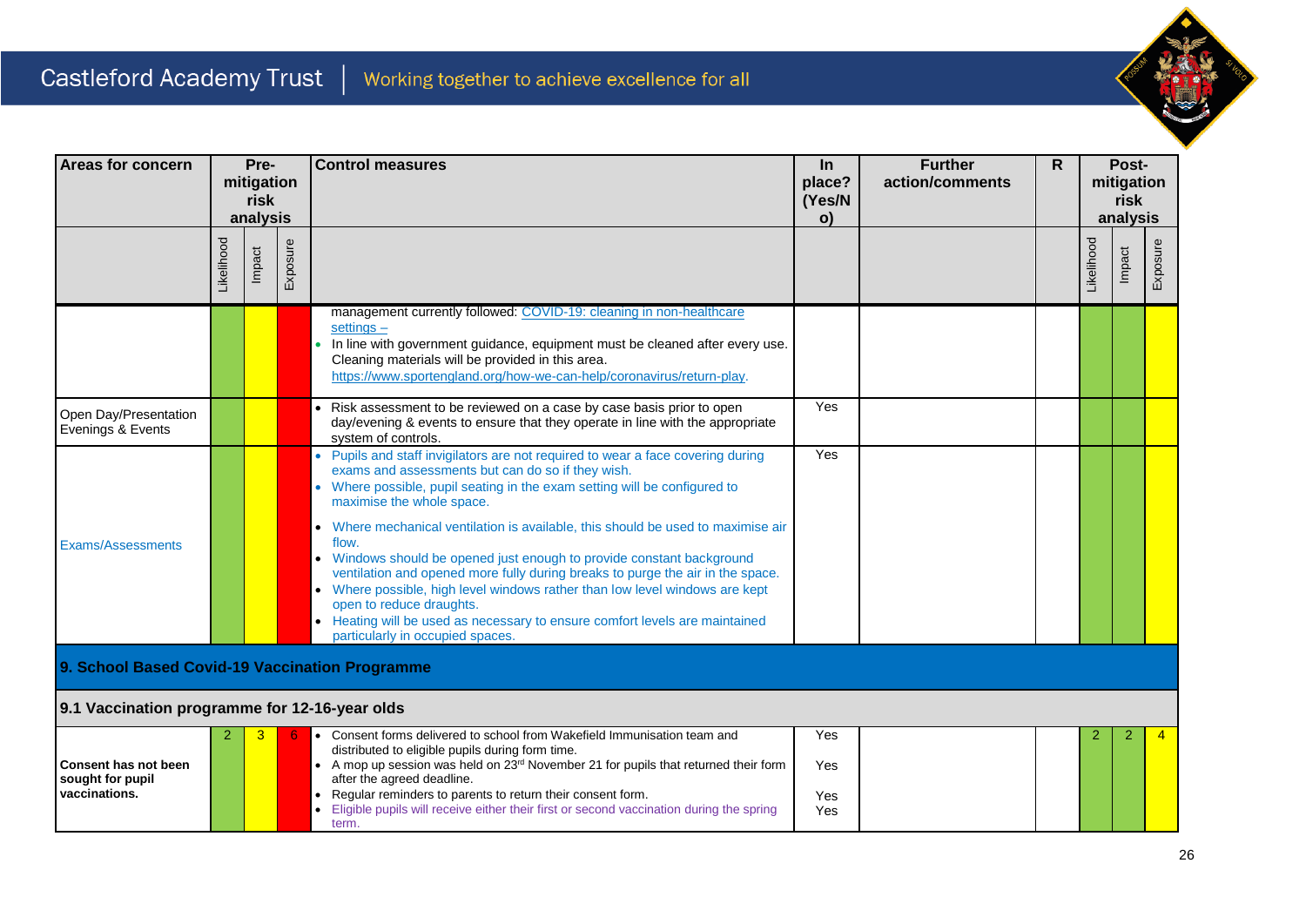| Areas for concern | Pre-mitigation risk analysis | | | Control measures | In place? (Yes/No) | Further action/comments | R | Post-mitigation risk analysis | | |
|---|---|---|---|---|---|---|---|---|---|---|
| | Likelihood | Impact | Exposure | | | | | Likelihood | Impact | Exposure |
| | | | | management currently followed: [COVID-19: cleaning in non-healthcare settings –](COVID-19: cleaning in non-healthcare settings) <br>• In line with government guidance, equipment must be cleaned after every use. Cleaning materials will be provided in this area. [https://www.sportengland.org/how-we-can-help/coronavirus/return-play](https://www.sportengland.org/how-we-can-help/coronavirus/return-play). | | | | | | |
| Open Day/Presentation Evenings & Events | | | | • Risk assessment to be reviewed on a case by case basis prior to open day/evening & events to ensure that they operate in line with the appropriate system of controls. | Yes | | | | | |
| Exams/Assessments | | | | • Pupils and staff invigilators are not required to wear a face covering during exams and assessments but can do so if they wish.<br>• Where possible, pupil seating in the exam setting will be configured to maximise the whole space.<br>• Where mechanical ventilation is available, this should be used to maximise air flow.<br>• Windows should be opened just enough to provide constant background ventilation and opened more fully during breaks to purge the air in the space.<br>• Where possible, high level windows rather than low level windows are kept open to reduce draughts.<br>• Heating will be used as necessary to ensure comfort levels are maintained particularly in occupied spaces. | Yes | | | | | |
| **9. School Based Covid-19 Vaccination Programme** | | | | | | | | | | |
| **9.1 Vaccination programme for 12-16-year olds** | | | | | | | | | | |
| **Consent has not been sought for pupil vaccinations.** | 2 | 3 | 6 | • Consent forms delivered to school from Wakefield Immunisation team and distributed to eligible pupils during form time.<br>• A mop up session was held on 23rd November 21 for pupils that returned their form after the agreed deadline.<br>• Regular reminders to parents to return their consent form.<br>• Eligible pupils will receive either their first or second vaccination during the spring term. | Yes<br>Yes<br>Yes<br>Yes | | | 2 | 2 | 4 |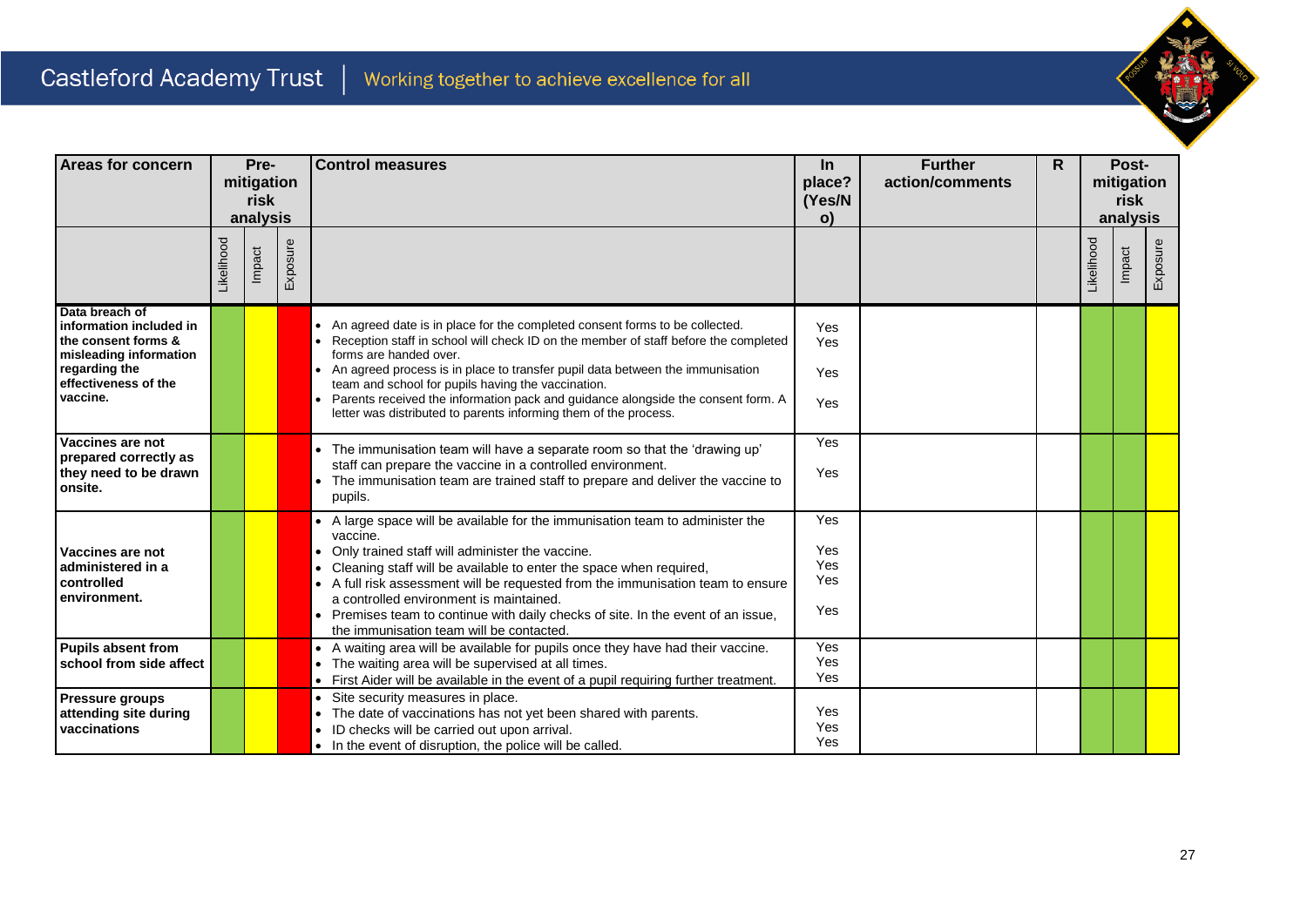| Areas for concern | Pre-mitigation risk analysis | | | Control measures | In place? (Yes/No) | Further action/comments | R | Post-mitigation risk analysis | | |
|---|---|---|---|---|---|---|---|---|---|---|
| | Likelihood | Impact | Exposure | | | | | Likelihood | Impact | Exposure |
| Data breach of information included in the consent forms & misleading information regarding the effectiveness of the vaccine. | | | | • An agreed date is in place for the completed consent forms to be collected.<br>• Reception staff in school will check ID on the member of staff before the completed forms are handed over.<br>• An agreed process is in place to transfer pupil data between the immunisation team and school for pupils having the vaccination.<br>• Parents received the information pack and guidance alongside the consent form. A letter was distributed to parents informing them of the process. | Yes<br>Yes<br>Yes<br>Yes | | | | | |
| Vaccines are not prepared correctly as they need to be drawn onsite. | | | | • The immunisation team will have a separate room so that the 'drawing up' staff can prepare the vaccine in a controlled environment.<br>• The immunisation team are trained staff to prepare and deliver the vaccine to pupils. | Yes<br>Yes | | | | | |
| Vaccines are not administered in a controlled environment. | | | | • A large space will be available for the immunisation team to administer the vaccine.<br>• Only trained staff will administer the vaccine.<br>• Cleaning staff will be available to enter the space when required,<br>• A full risk assessment will be requested from the immunisation team to ensure a controlled environment is maintained.<br>• Premises team to continue with daily checks of site. In the event of an issue, the immunisation team will be contacted. | Yes<br>Yes<br>Yes<br>Yes<br>Yes | | | | | |
| Pupils absent from school from side affect | | | | • A waiting area will be available for pupils once they have had their vaccine.<br>• The waiting area will be supervised at all times.<br>• First Aider will be available in the event of a pupil requiring further treatment. | Yes<br>Yes<br>Yes | | | | | |
| Pressure groups attending site during vaccinations | | | | • Site security measures in place.<br>• The date of vaccinations has not yet been shared with parents.<br>• ID checks will be carried out upon arrival.<br>• In the event of disruption, the police will be called. | Yes<br>Yes<br>Yes | | | | | |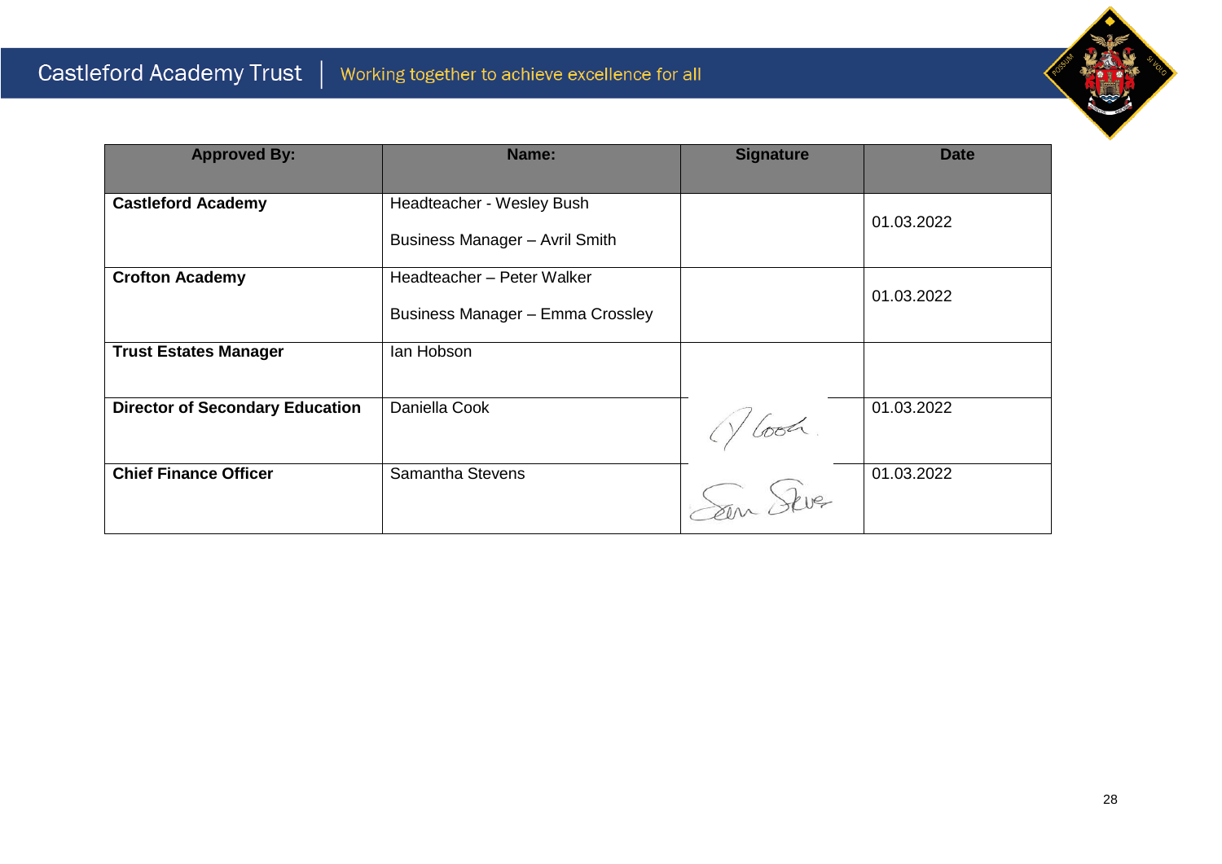| Approved By: | Name: | Signature | Date |
|---|---|---|---|
| **Castleford Academy** | Headteacher - Wesley Bush<br><br>Business Manager – Avril Smith | | 01.03.2022 |
| **Crofton Academy** | Headteacher – Peter Walker<br><br>Business Manager – Emma Crossley | | 01.03.2022 |
| **Trust Estates Manager** | Ian Hobson | | |
| **Director of Secondary Education** | Daniella Cook | D Cook | 01.03.2022 |
| **Chief Finance Officer** | Samantha Stevens | Sam Steve | 01.03.2022 |